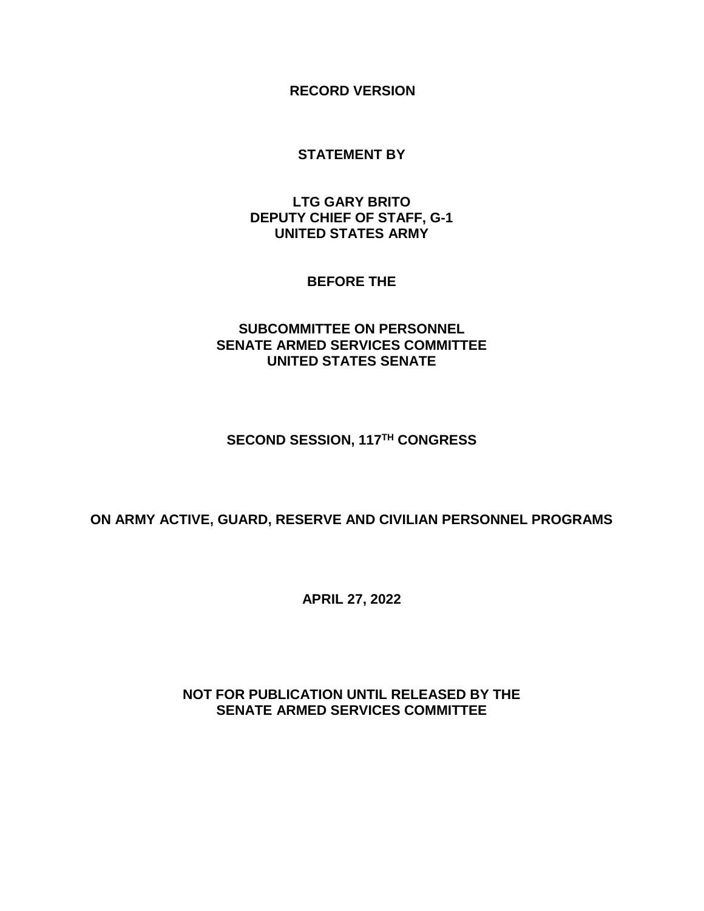**RECORD VERSION**

**STATEMENT BY**

**LTG GARY BRITO**
**DEPUTY CHIEF OF STAFF, G-1**
**UNITED STATES ARMY**

**BEFORE THE**

**SUBCOMMITTEE ON PERSONNEL**
**SENATE ARMED SERVICES COMMITTEE**
**UNITED STATES SENATE**

**SECOND SESSION, 117TH CONGRESS**

**ON ARMY ACTIVE, GUARD, RESERVE AND CIVILIAN PERSONNEL PROGRAMS**

**APRIL 27, 2022**

**NOT FOR PUBLICATION UNTIL RELEASED BY THE**
**SENATE ARMED SERVICES COMMITTEE**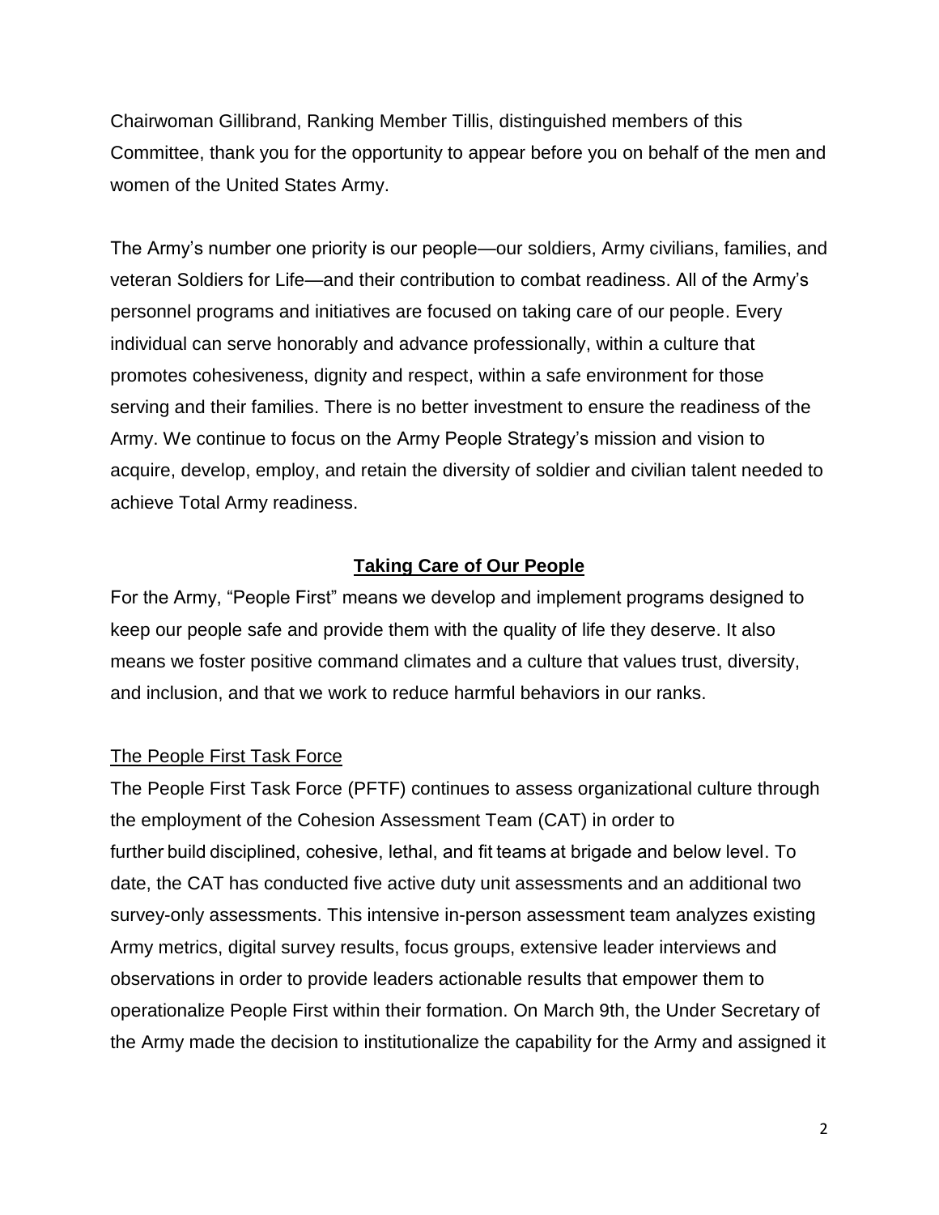Chairwoman Gillibrand, Ranking Member Tillis, distinguished members of this Committee, thank you for the opportunity to appear before you on behalf of the men and women of the United States Army.

The Army's number one priority is our people—our soldiers, Army civilians, families, and veteran Soldiers for Life—and their contribution to combat readiness. All of the Army's personnel programs and initiatives are focused on taking care of our people. Every individual can serve honorably and advance professionally, within a culture that promotes cohesiveness, dignity and respect, within a safe environment for those serving and their families. There is no better investment to ensure the readiness of the Army. We continue to focus on the Army People Strategy's mission and vision to acquire, develop, employ, and retain the diversity of soldier and civilian talent needed to achieve Total Army readiness.

## Taking Care of Our People

For the Army, "People First" means we develop and implement programs designed to keep our people safe and provide them with the quality of life they deserve. It also means we foster positive command climates and a culture that values trust, diversity, and inclusion, and that we work to reduce harmful behaviors in our ranks.

### The People First Task Force

The People First Task Force (PFTF) continues to assess organizational culture through the employment of the Cohesion Assessment Team (CAT) in order to further build disciplined, cohesive, lethal, and fit teams at brigade and below level. To date, the CAT has conducted five active duty unit assessments and an additional two survey-only assessments. This intensive in-person assessment team analyzes existing Army metrics, digital survey results, focus groups, extensive leader interviews and observations in order to provide leaders actionable results that empower them to operationalize People First within their formation. On March 9th, the Under Secretary of the Army made the decision to institutionalize the capability for the Army and assigned it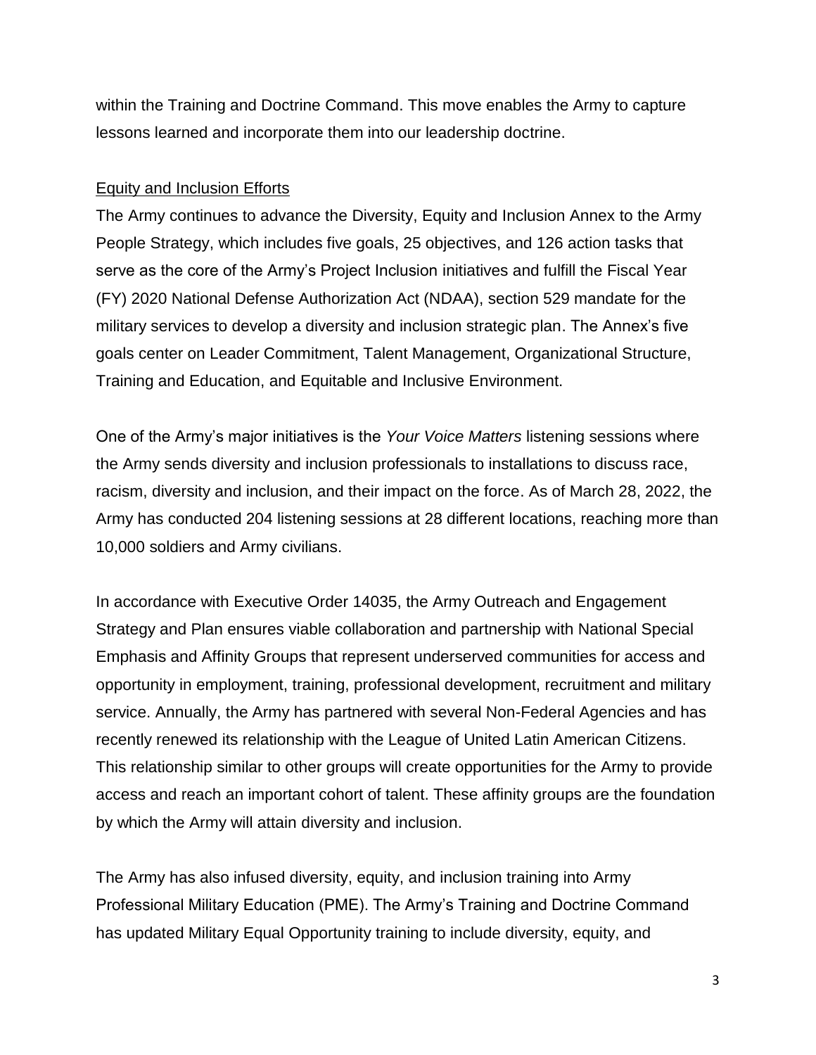within the Training and Doctrine Command. This move enables the Army to capture lessons learned and incorporate them into our leadership doctrine.

## Equity and Inclusion Efforts

The Army continues to advance the Diversity, Equity and Inclusion Annex to the Army People Strategy, which includes five goals, 25 objectives, and 126 action tasks that serve as the core of the Army's Project Inclusion initiatives and fulfill the Fiscal Year (FY) 2020 National Defense Authorization Act (NDAA), section 529 mandate for the military services to develop a diversity and inclusion strategic plan. The Annex's five goals center on Leader Commitment, Talent Management, Organizational Structure, Training and Education, and Equitable and Inclusive Environment.

One of the Army's major initiatives is the *Your Voice Matters* listening sessions where the Army sends diversity and inclusion professionals to installations to discuss race, racism, diversity and inclusion, and their impact on the force. As of March 28, 2022, the Army has conducted 204 listening sessions at 28 different locations, reaching more than 10,000 soldiers and Army civilians.

In accordance with Executive Order 14035, the Army Outreach and Engagement Strategy and Plan ensures viable collaboration and partnership with National Special Emphasis and Affinity Groups that represent underserved communities for access and opportunity in employment, training, professional development, recruitment and military service. Annually, the Army has partnered with several Non-Federal Agencies and has recently renewed its relationship with the League of United Latin American Citizens. This relationship similar to other groups will create opportunities for the Army to provide access and reach an important cohort of talent. These affinity groups are the foundation by which the Army will attain diversity and inclusion.

The Army has also infused diversity, equity, and inclusion training into Army Professional Military Education (PME). The Army's Training and Doctrine Command has updated Military Equal Opportunity training to include diversity, equity, and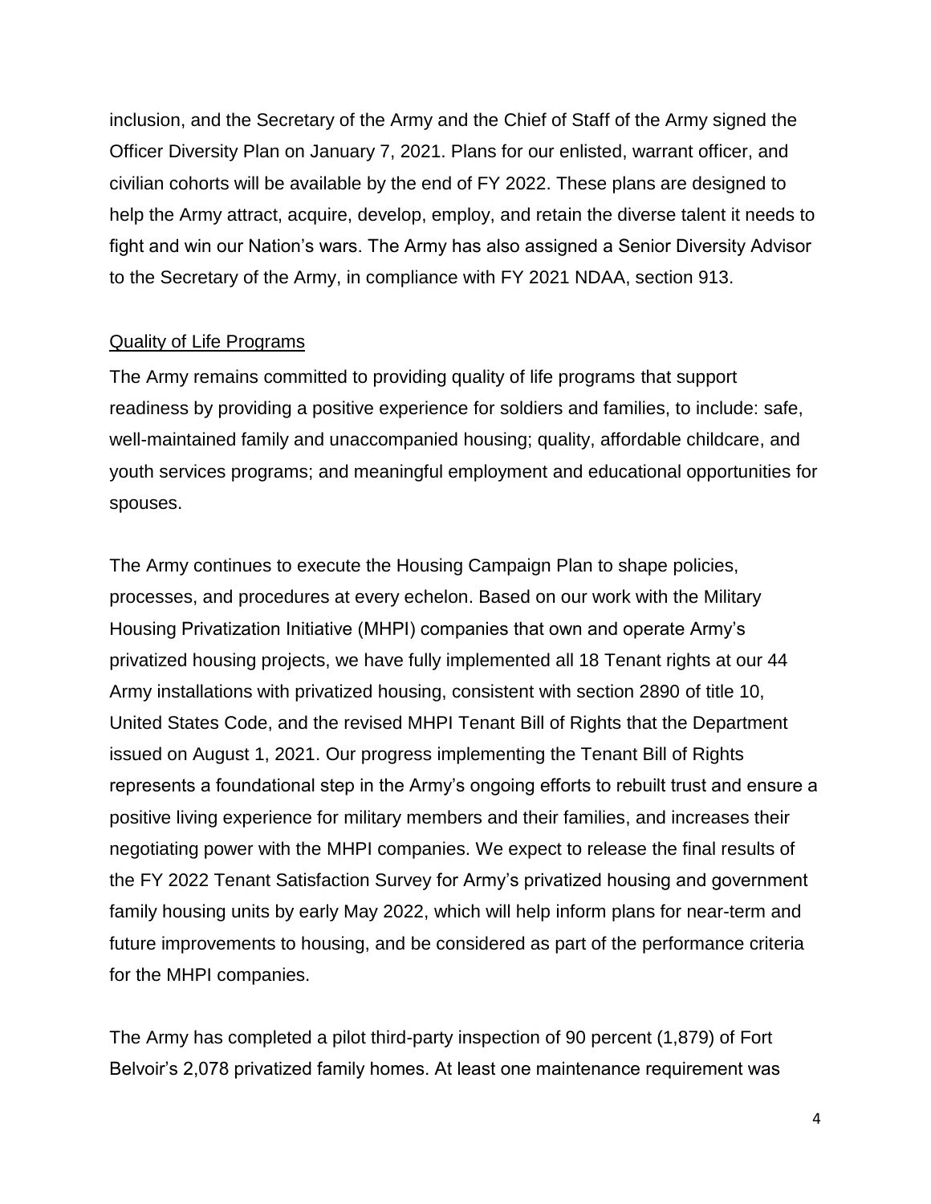inclusion, and the Secretary of the Army and the Chief of Staff of the Army signed the Officer Diversity Plan on January 7, 2021. Plans for our enlisted, warrant officer, and civilian cohorts will be available by the end of FY 2022. These plans are designed to help the Army attract, acquire, develop, employ, and retain the diverse talent it needs to fight and win our Nation's wars. The Army has also assigned a Senior Diversity Advisor to the Secretary of the Army, in compliance with FY 2021 NDAA, section 913.

## Quality of Life Programs

The Army remains committed to providing quality of life programs that support readiness by providing a positive experience for soldiers and families, to include: safe, well-maintained family and unaccompanied housing; quality, affordable childcare, and youth services programs; and meaningful employment and educational opportunities for spouses.

The Army continues to execute the Housing Campaign Plan to shape policies, processes, and procedures at every echelon. Based on our work with the Military Housing Privatization Initiative (MHPI) companies that own and operate Army's privatized housing projects, we have fully implemented all 18 Tenant rights at our 44 Army installations with privatized housing, consistent with section 2890 of title 10, United States Code, and the revised MHPI Tenant Bill of Rights that the Department issued on August 1, 2021. Our progress implementing the Tenant Bill of Rights represents a foundational step in the Army's ongoing efforts to rebuilt trust and ensure a positive living experience for military members and their families, and increases their negotiating power with the MHPI companies. We expect to release the final results of the FY 2022 Tenant Satisfaction Survey for Army's privatized housing and government family housing units by early May 2022, which will help inform plans for near-term and future improvements to housing, and be considered as part of the performance criteria for the MHPI companies.

The Army has completed a pilot third-party inspection of 90 percent (1,879) of Fort Belvoir's 2,078 privatized family homes. At least one maintenance requirement was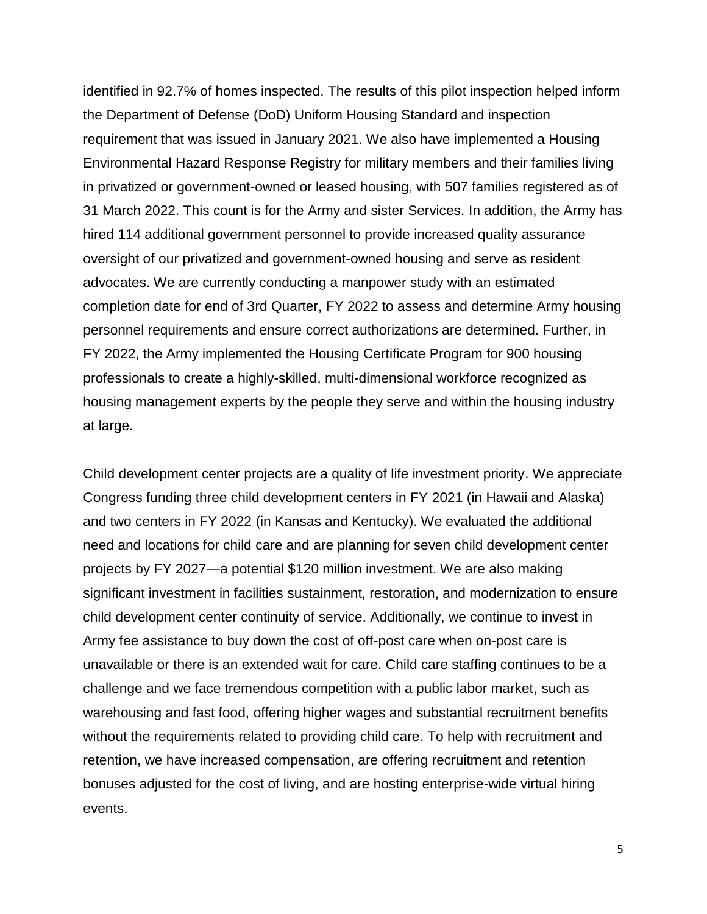identified in 92.7% of homes inspected. The results of this pilot inspection helped inform the Department of Defense (DoD) Uniform Housing Standard and inspection requirement that was issued in January 2021. We also have implemented a Housing Environmental Hazard Response Registry for military members and their families living in privatized or government-owned or leased housing, with 507 families registered as of 31 March 2022. This count is for the Army and sister Services. In addition, the Army has hired 114 additional government personnel to provide increased quality assurance oversight of our privatized and government-owned housing and serve as resident advocates. We are currently conducting a manpower study with an estimated completion date for end of 3rd Quarter, FY 2022 to assess and determine Army housing personnel requirements and ensure correct authorizations are determined. Further, in FY 2022, the Army implemented the Housing Certificate Program for 900 housing professionals to create a highly-skilled, multi-dimensional workforce recognized as housing management experts by the people they serve and within the housing industry at large.

Child development center projects are a quality of life investment priority. We appreciate Congress funding three child development centers in FY 2021 (in Hawaii and Alaska) and two centers in FY 2022 (in Kansas and Kentucky). We evaluated the additional need and locations for child care and are planning for seven child development center projects by FY 2027—a potential $120 million investment. We are also making significant investment in facilities sustainment, restoration, and modernization to ensure child development center continuity of service. Additionally, we continue to invest in Army fee assistance to buy down the cost of off-post care when on-post care is unavailable or there is an extended wait for care. Child care staffing continues to be a challenge and we face tremendous competition with a public labor market, such as warehousing and fast food, offering higher wages and substantial recruitment benefits without the requirements related to providing child care. To help with recruitment and retention, we have increased compensation, are offering recruitment and retention bonuses adjusted for the cost of living, and are hosting enterprise-wide virtual hiring events.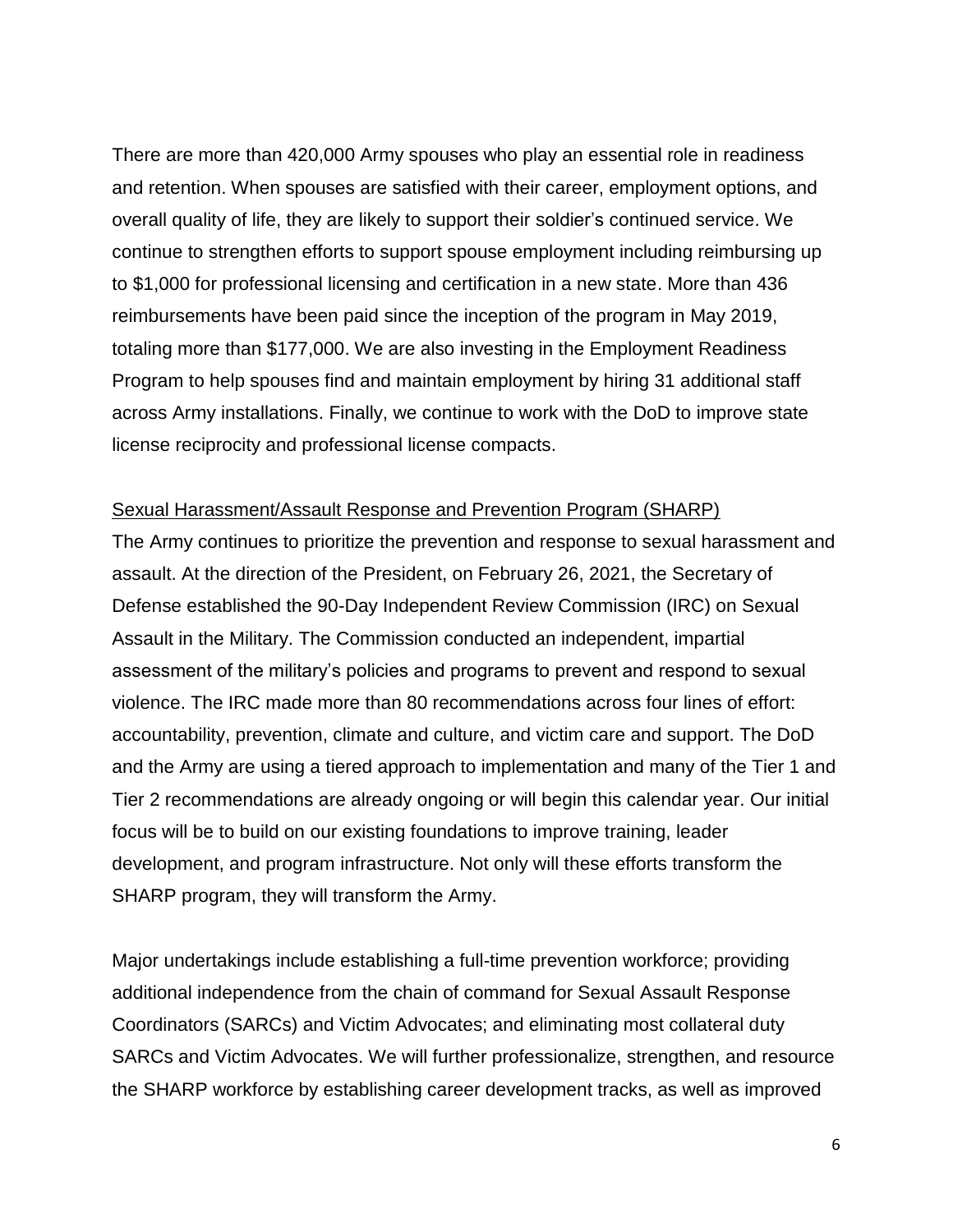There are more than 420,000 Army spouses who play an essential role in readiness and retention. When spouses are satisfied with their career, employment options, and overall quality of life, they are likely to support their soldier's continued service. We continue to strengthen efforts to support spouse employment including reimbursing up to $1,000 for professional licensing and certification in a new state. More than 436 reimbursements have been paid since the inception of the program in May 2019, totaling more than $177,000. We are also investing in the Employment Readiness Program to help spouses find and maintain employment by hiring 31 additional staff across Army installations. Finally, we continue to work with the DoD to improve state license reciprocity and professional license compacts.

Sexual Harassment/Assault Response and Prevention Program (SHARP)

The Army continues to prioritize the prevention and response to sexual harassment and assault. At the direction of the President, on February 26, 2021, the Secretary of Defense established the 90-Day Independent Review Commission (IRC) on Sexual Assault in the Military. The Commission conducted an independent, impartial assessment of the military's policies and programs to prevent and respond to sexual violence. The IRC made more than 80 recommendations across four lines of effort: accountability, prevention, climate and culture, and victim care and support. The DoD and the Army are using a tiered approach to implementation and many of the Tier 1 and Tier 2 recommendations are already ongoing or will begin this calendar year. Our initial focus will be to build on our existing foundations to improve training, leader development, and program infrastructure. Not only will these efforts transform the SHARP program, they will transform the Army.

Major undertakings include establishing a full-time prevention workforce; providing additional independence from the chain of command for Sexual Assault Response Coordinators (SARCs) and Victim Advocates; and eliminating most collateral duty SARCs and Victim Advocates. We will further professionalize, strengthen, and resource the SHARP workforce by establishing career development tracks, as well as improved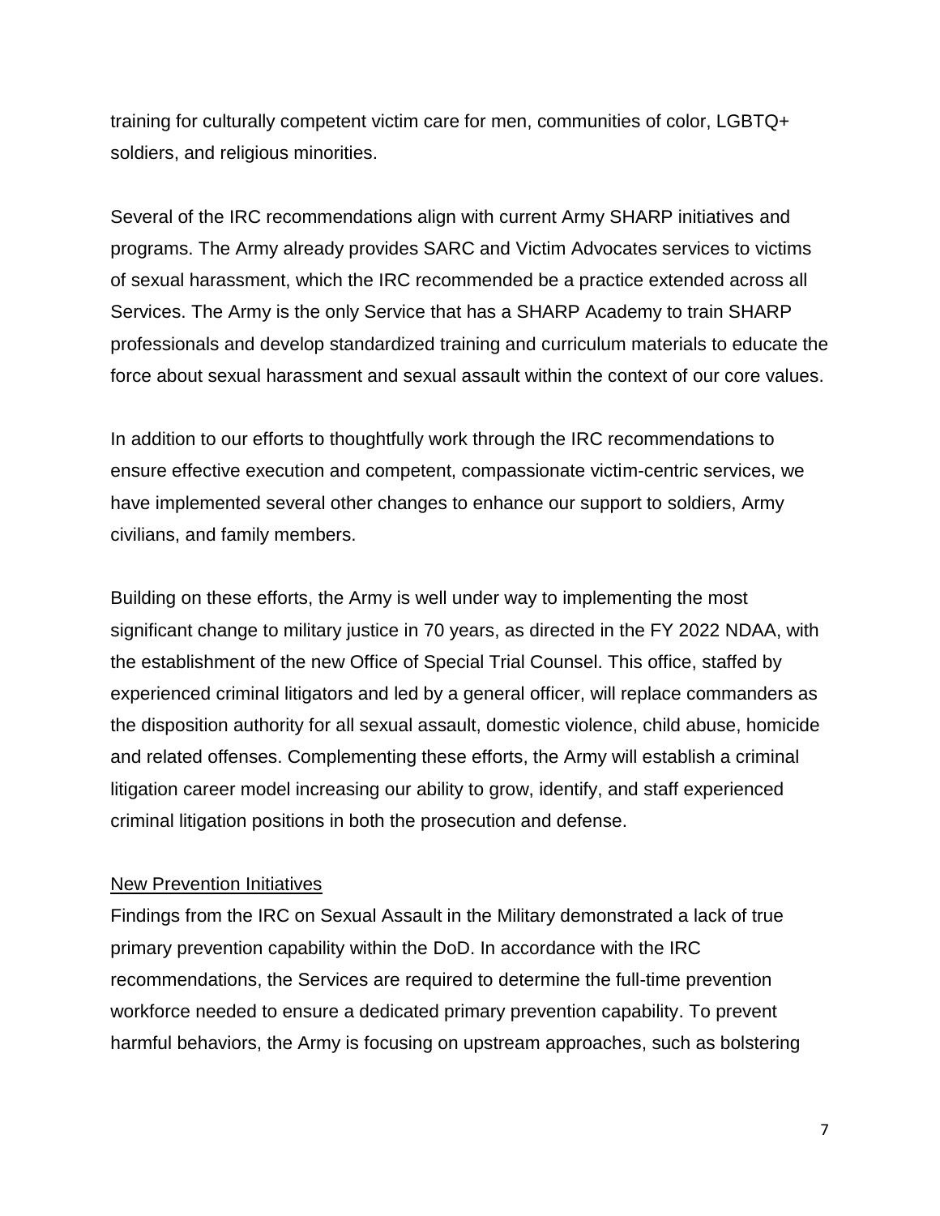training for culturally competent victim care for men, communities of color, LGBTQ+ soldiers, and religious minorities.

Several of the IRC recommendations align with current Army SHARP initiatives and programs. The Army already provides SARC and Victim Advocates services to victims of sexual harassment, which the IRC recommended be a practice extended across all Services. The Army is the only Service that has a SHARP Academy to train SHARP professionals and develop standardized training and curriculum materials to educate the force about sexual harassment and sexual assault within the context of our core values.

In addition to our efforts to thoughtfully work through the IRC recommendations to ensure effective execution and competent, compassionate victim-centric services, we have implemented several other changes to enhance our support to soldiers, Army civilians, and family members.

Building on these efforts, the Army is well under way to implementing the most significant change to military justice in 70 years, as directed in the FY 2022 NDAA, with the establishment of the new Office of Special Trial Counsel. This office, staffed by experienced criminal litigators and led by a general officer, will replace commanders as the disposition authority for all sexual assault, domestic violence, child abuse, homicide and related offenses. Complementing these efforts, the Army will establish a criminal litigation career model increasing our ability to grow, identify, and staff experienced criminal litigation positions in both the prosecution and defense.

New Prevention Initiatives

Findings from the IRC on Sexual Assault in the Military demonstrated a lack of true primary prevention capability within the DoD. In accordance with the IRC recommendations, the Services are required to determine the full-time prevention workforce needed to ensure a dedicated primary prevention capability. To prevent harmful behaviors, the Army is focusing on upstream approaches, such as bolstering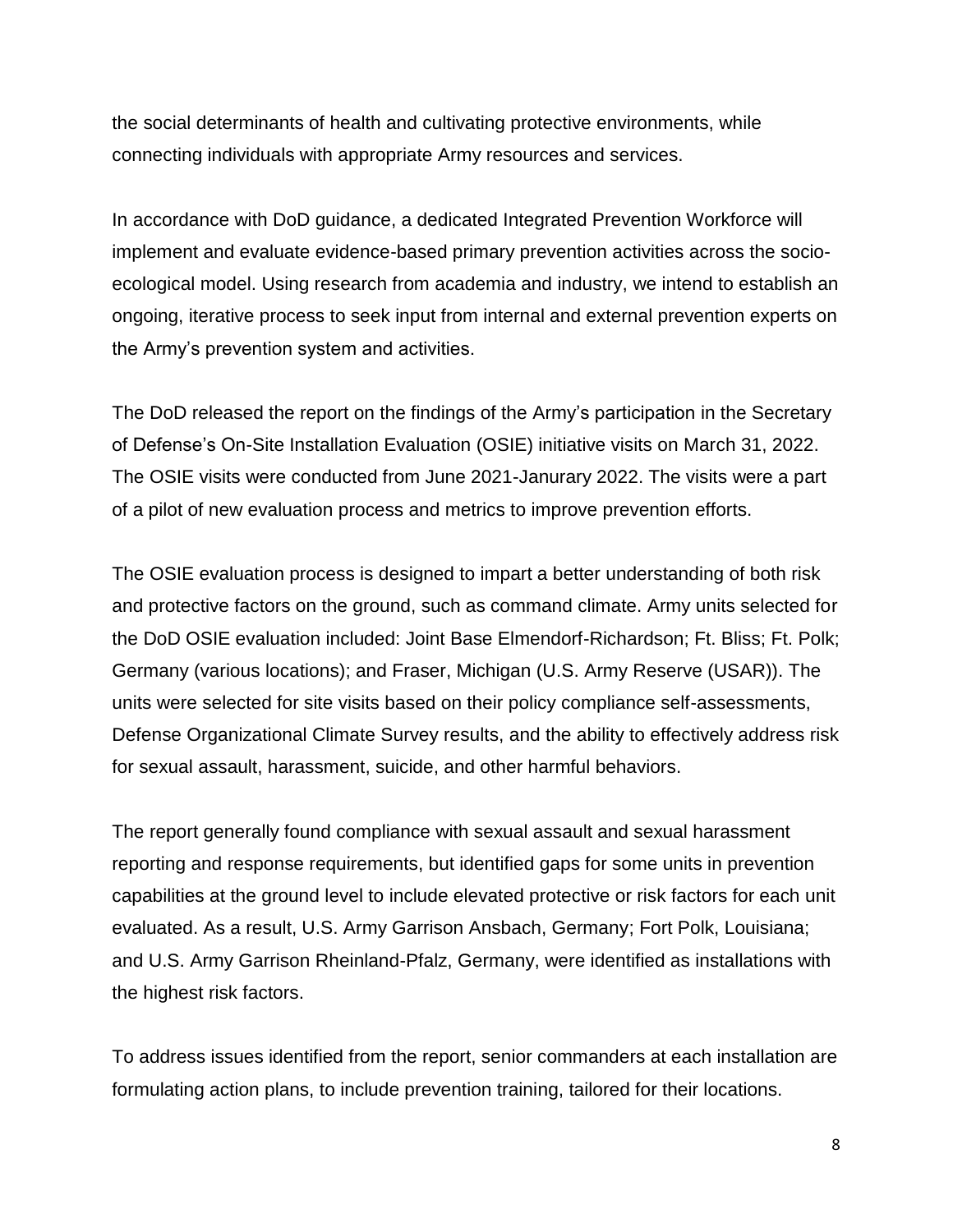the social determinants of health and cultivating protective environments, while connecting individuals with appropriate Army resources and services.

In accordance with DoD guidance, a dedicated Integrated Prevention Workforce will implement and evaluate evidence-based primary prevention activities across the socio-ecological model. Using research from academia and industry, we intend to establish an ongoing, iterative process to seek input from internal and external prevention experts on the Army's prevention system and activities.

The DoD released the report on the findings of the Army's participation in the Secretary of Defense's On-Site Installation Evaluation (OSIE) initiative visits on March 31, 2022. The OSIE visits were conducted from June 2021-Janurary 2022. The visits were a part of a pilot of new evaluation process and metrics to improve prevention efforts.

The OSIE evaluation process is designed to impart a better understanding of both risk and protective factors on the ground, such as command climate. Army units selected for the DoD OSIE evaluation included: Joint Base Elmendorf-Richardson; Ft. Bliss; Ft. Polk; Germany (various locations); and Fraser, Michigan (U.S. Army Reserve (USAR)). The units were selected for site visits based on their policy compliance self-assessments, Defense Organizational Climate Survey results, and the ability to effectively address risk for sexual assault, harassment, suicide, and other harmful behaviors.

The report generally found compliance with sexual assault and sexual harassment reporting and response requirements, but identified gaps for some units in prevention capabilities at the ground level to include elevated protective or risk factors for each unit evaluated. As a result, U.S. Army Garrison Ansbach, Germany; Fort Polk, Louisiana; and U.S. Army Garrison Rheinland-Pfalz, Germany, were identified as installations with the highest risk factors.

To address issues identified from the report, senior commanders at each installation are formulating action plans, to include prevention training, tailored for their locations.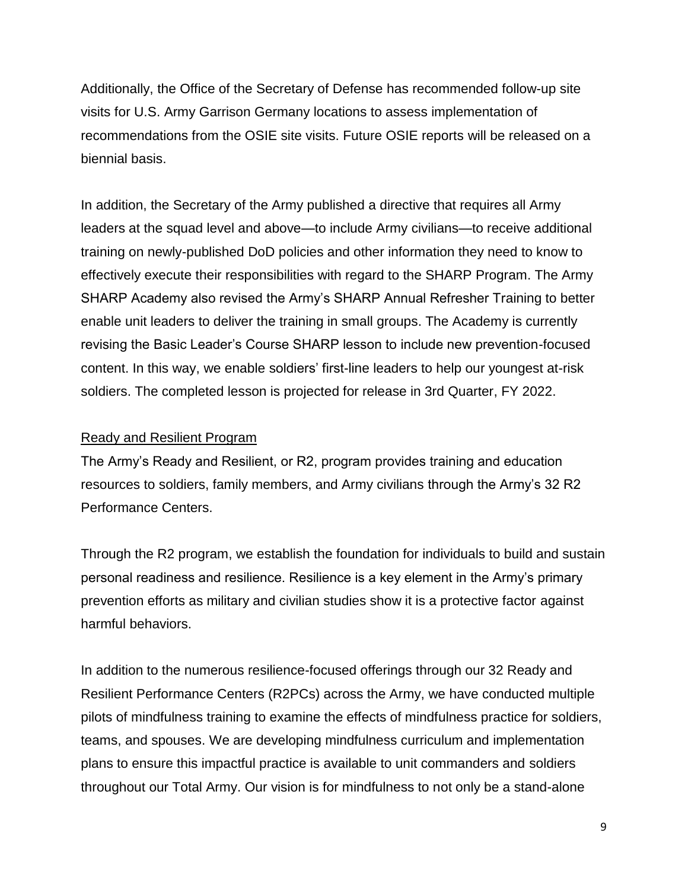Additionally, the Office of the Secretary of Defense has recommended follow-up site visits for U.S. Army Garrison Germany locations to assess implementation of recommendations from the OSIE site visits. Future OSIE reports will be released on a biennial basis.

In addition, the Secretary of the Army published a directive that requires all Army leaders at the squad level and above—to include Army civilians—to receive additional training on newly-published DoD policies and other information they need to know to effectively execute their responsibilities with regard to the SHARP Program. The Army SHARP Academy also revised the Army's SHARP Annual Refresher Training to better enable unit leaders to deliver the training in small groups. The Academy is currently revising the Basic Leader's Course SHARP lesson to include new prevention-focused content. In this way, we enable soldiers' first-line leaders to help our youngest at-risk soldiers. The completed lesson is projected for release in 3rd Quarter, FY 2022.

## Ready and Resilient Program

The Army's Ready and Resilient, or R2, program provides training and education resources to soldiers, family members, and Army civilians through the Army's 32 R2 Performance Centers.

Through the R2 program, we establish the foundation for individuals to build and sustain personal readiness and resilience. Resilience is a key element in the Army's primary prevention efforts as military and civilian studies show it is a protective factor against harmful behaviors.

In addition to the numerous resilience-focused offerings through our 32 Ready and Resilient Performance Centers (R2PCs) across the Army, we have conducted multiple pilots of mindfulness training to examine the effects of mindfulness practice for soldiers, teams, and spouses. We are developing mindfulness curriculum and implementation plans to ensure this impactful practice is available to unit commanders and soldiers throughout our Total Army. Our vision is for mindfulness to not only be a stand-alone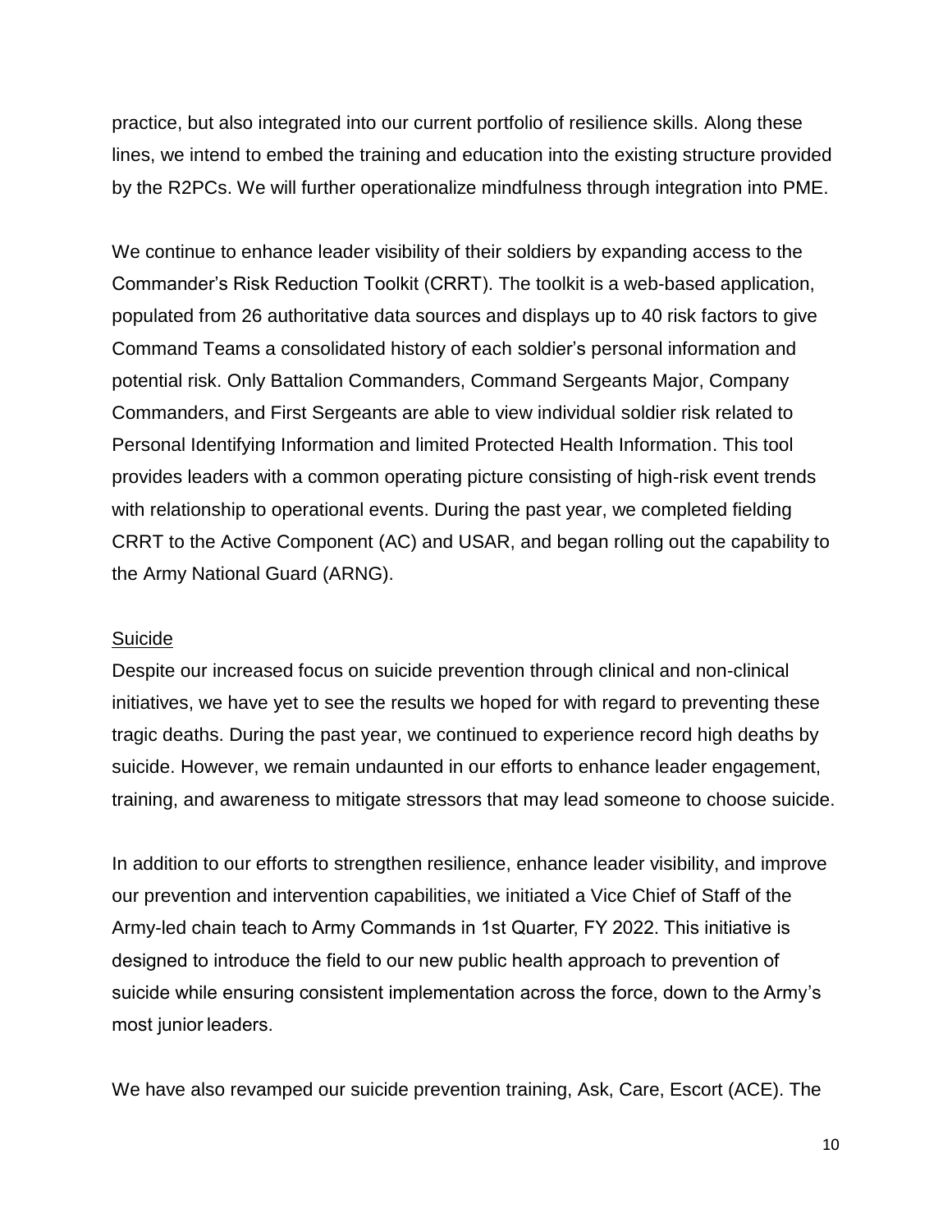practice, but also integrated into our current portfolio of resilience skills. Along these lines, we intend to embed the training and education into the existing structure provided by the R2PCs. We will further operationalize mindfulness through integration into PME.

We continue to enhance leader visibility of their soldiers by expanding access to the Commander's Risk Reduction Toolkit (CRRT). The toolkit is a web-based application, populated from 26 authoritative data sources and displays up to 40 risk factors to give Command Teams a consolidated history of each soldier's personal information and potential risk. Only Battalion Commanders, Command Sergeants Major, Company Commanders, and First Sergeants are able to view individual soldier risk related to Personal Identifying Information and limited Protected Health Information. This tool provides leaders with a common operating picture consisting of high-risk event trends with relationship to operational events. During the past year, we completed fielding CRRT to the Active Component (AC) and USAR, and began rolling out the capability to the Army National Guard (ARNG).

## Suicide

Despite our increased focus on suicide prevention through clinical and non-clinical initiatives, we have yet to see the results we hoped for with regard to preventing these tragic deaths. During the past year, we continued to experience record high deaths by suicide. However, we remain undaunted in our efforts to enhance leader engagement, training, and awareness to mitigate stressors that may lead someone to choose suicide.

In addition to our efforts to strengthen resilience, enhance leader visibility, and improve our prevention and intervention capabilities, we initiated a Vice Chief of Staff of the Army-led chain teach to Army Commands in 1st Quarter, FY 2022. This initiative is designed to introduce the field to our new public health approach to prevention of suicide while ensuring consistent implementation across the force, down to the Army's most junior leaders.

We have also revamped our suicide prevention training, Ask, Care, Escort (ACE). The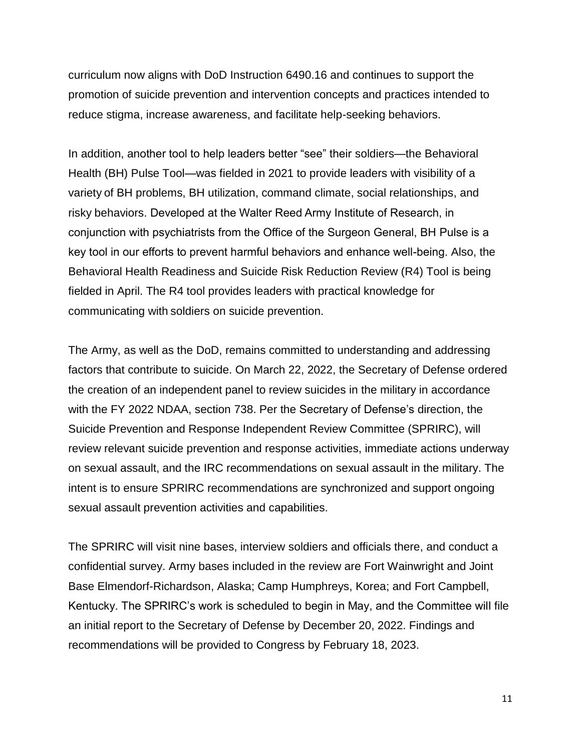curriculum now aligns with DoD Instruction 6490.16 and continues to support the promotion of suicide prevention and intervention concepts and practices intended to reduce stigma, increase awareness, and facilitate help-seeking behaviors.

In addition, another tool to help leaders better "see" their soldiers—the Behavioral Health (BH) Pulse Tool—was fielded in 2021 to provide leaders with visibility of a variety of BH problems, BH utilization, command climate, social relationships, and risky behaviors. Developed at the Walter Reed Army Institute of Research, in conjunction with psychiatrists from the Office of the Surgeon General, BH Pulse is a key tool in our efforts to prevent harmful behaviors and enhance well-being. Also, the Behavioral Health Readiness and Suicide Risk Reduction Review (R4) Tool is being fielded in April. The R4 tool provides leaders with practical knowledge for communicating with soldiers on suicide prevention.

The Army, as well as the DoD, remains committed to understanding and addressing factors that contribute to suicide. On March 22, 2022, the Secretary of Defense ordered the creation of an independent panel to review suicides in the military in accordance with the FY 2022 NDAA, section 738. Per the Secretary of Defense's direction, the Suicide Prevention and Response Independent Review Committee (SPRIRC), will review relevant suicide prevention and response activities, immediate actions underway on sexual assault, and the IRC recommendations on sexual assault in the military. The intent is to ensure SPRIRC recommendations are synchronized and support ongoing sexual assault prevention activities and capabilities.

The SPRIRC will visit nine bases, interview soldiers and officials there, and conduct a confidential survey. Army bases included in the review are Fort Wainwright and Joint Base Elmendorf-Richardson, Alaska; Camp Humphreys, Korea; and Fort Campbell, Kentucky. The SPRIRC's work is scheduled to begin in May, and the Committee will file an initial report to the Secretary of Defense by December 20, 2022. Findings and recommendations will be provided to Congress by February 18, 2023.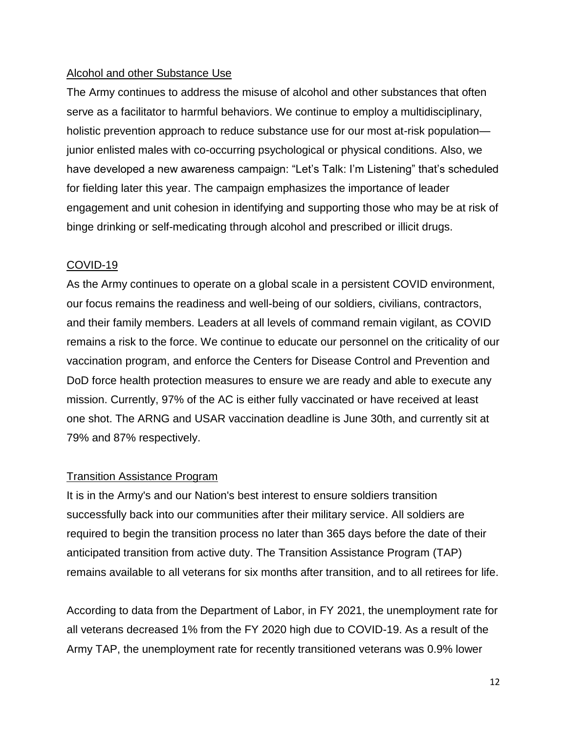## Alcohol and other Substance Use

The Army continues to address the misuse of alcohol and other substances that often serve as a facilitator to harmful behaviors. We continue to employ a multidisciplinary, holistic prevention approach to reduce substance use for our most at-risk population—junior enlisted males with co-occurring psychological or physical conditions. Also, we have developed a new awareness campaign: "Let's Talk: I'm Listening" that's scheduled for fielding later this year. The campaign emphasizes the importance of leader engagement and unit cohesion in identifying and supporting those who may be at risk of binge drinking or self-medicating through alcohol and prescribed or illicit drugs.

## COVID-19

As the Army continues to operate on a global scale in a persistent COVID environment, our focus remains the readiness and well-being of our soldiers, civilians, contractors, and their family members. Leaders at all levels of command remain vigilant, as COVID remains a risk to the force. We continue to educate our personnel on the criticality of our vaccination program, and enforce the Centers for Disease Control and Prevention and DoD force health protection measures to ensure we are ready and able to execute any mission. Currently, 97% of the AC is either fully vaccinated or have received at least one shot. The ARNG and USAR vaccination deadline is June 30th, and currently sit at 79% and 87% respectively.

## Transition Assistance Program

It is in the Army's and our Nation's best interest to ensure soldiers transition successfully back into our communities after their military service. All soldiers are required to begin the transition process no later than 365 days before the date of their anticipated transition from active duty. The Transition Assistance Program (TAP) remains available to all veterans for six months after transition, and to all retirees for life.

According to data from the Department of Labor, in FY 2021, the unemployment rate for all veterans decreased 1% from the FY 2020 high due to COVID-19. As a result of the Army TAP, the unemployment rate for recently transitioned veterans was 0.9% lower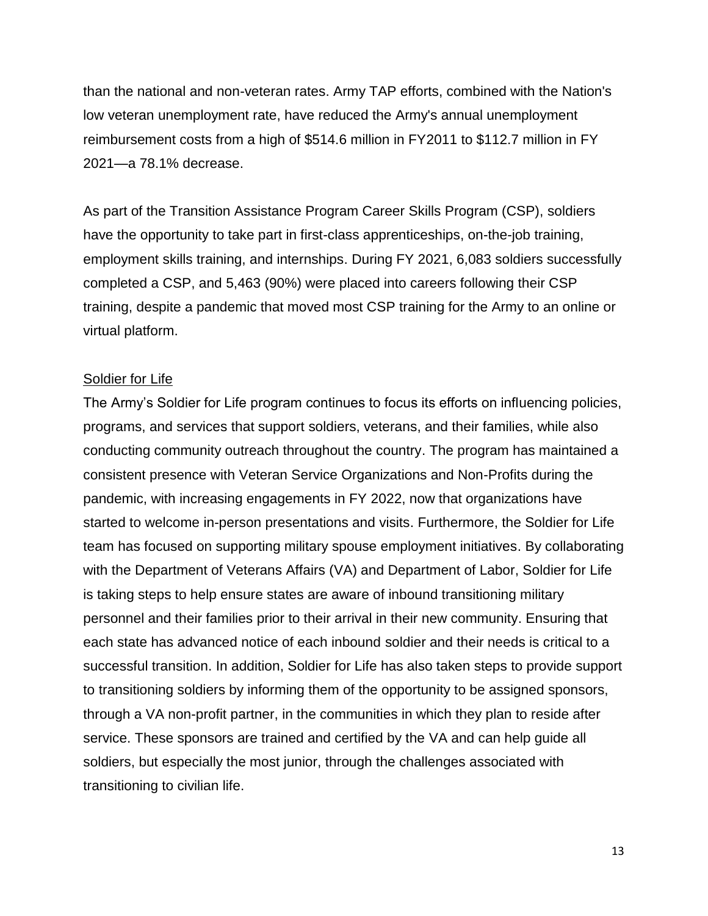than the national and non-veteran rates. Army TAP efforts, combined with the Nation's low veteran unemployment rate, have reduced the Army's annual unemployment reimbursement costs from a high of $514.6 million in FY2011 to $112.7 million in FY 2021—a 78.1% decrease.

As part of the Transition Assistance Program Career Skills Program (CSP), soldiers have the opportunity to take part in first-class apprenticeships, on-the-job training, employment skills training, and internships. During FY 2021, 6,083 soldiers successfully completed a CSP, and 5,463 (90%) were placed into careers following their CSP training, despite a pandemic that moved most CSP training for the Army to an online or virtual platform.

Soldier for Life

The Army's Soldier for Life program continues to focus its efforts on influencing policies, programs, and services that support soldiers, veterans, and their families, while also conducting community outreach throughout the country. The program has maintained a consistent presence with Veteran Service Organizations and Non-Profits during the pandemic, with increasing engagements in FY 2022, now that organizations have started to welcome in-person presentations and visits. Furthermore, the Soldier for Life team has focused on supporting military spouse employment initiatives. By collaborating with the Department of Veterans Affairs (VA) and Department of Labor, Soldier for Life is taking steps to help ensure states are aware of inbound transitioning military personnel and their families prior to their arrival in their new community. Ensuring that each state has advanced notice of each inbound soldier and their needs is critical to a successful transition. In addition, Soldier for Life has also taken steps to provide support to transitioning soldiers by informing them of the opportunity to be assigned sponsors, through a VA non-profit partner, in the communities in which they plan to reside after service. These sponsors are trained and certified by the VA and can help guide all soldiers, but especially the most junior, through the challenges associated with transitioning to civilian life.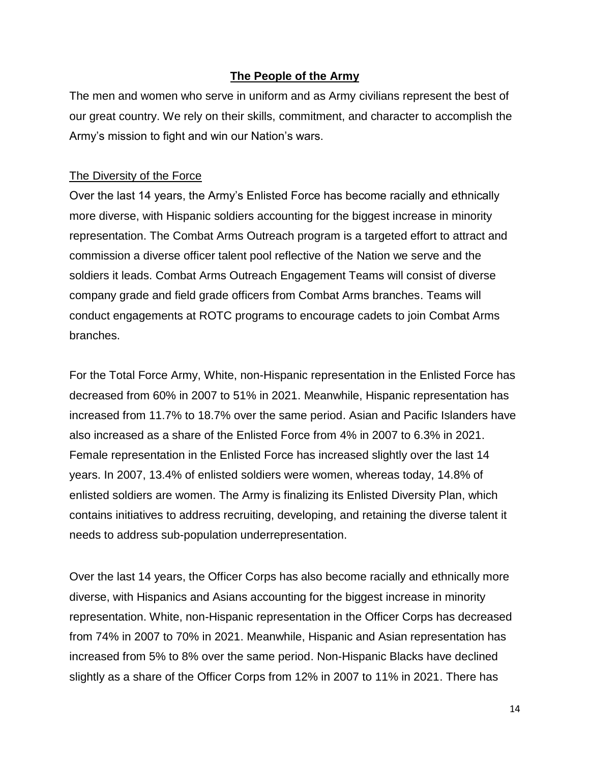## The People of the Army

The men and women who serve in uniform and as Army civilians represent the best of our great country. We rely on their skills, commitment, and character to accomplish the Army's mission to fight and win our Nation's wars.

### The Diversity of the Force

Over the last 14 years, the Army's Enlisted Force has become racially and ethnically more diverse, with Hispanic soldiers accounting for the biggest increase in minority representation. The Combat Arms Outreach program is a targeted effort to attract and commission a diverse officer talent pool reflective of the Nation we serve and the soldiers it leads. Combat Arms Outreach Engagement Teams will consist of diverse company grade and field grade officers from Combat Arms branches. Teams will conduct engagements at ROTC programs to encourage cadets to join Combat Arms branches.

For the Total Force Army, White, non-Hispanic representation in the Enlisted Force has decreased from 60% in 2007 to 51% in 2021. Meanwhile, Hispanic representation has increased from 11.7% to 18.7% over the same period. Asian and Pacific Islanders have also increased as a share of the Enlisted Force from 4% in 2007 to 6.3% in 2021. Female representation in the Enlisted Force has increased slightly over the last 14 years. In 2007, 13.4% of enlisted soldiers were women, whereas today, 14.8% of enlisted soldiers are women. The Army is finalizing its Enlisted Diversity Plan, which contains initiatives to address recruiting, developing, and retaining the diverse talent it needs to address sub-population underrepresentation.

Over the last 14 years, the Officer Corps has also become racially and ethnically more diverse, with Hispanics and Asians accounting for the biggest increase in minority representation. White, non-Hispanic representation in the Officer Corps has decreased from 74% in 2007 to 70% in 2021. Meanwhile, Hispanic and Asian representation has increased from 5% to 8% over the same period. Non-Hispanic Blacks have declined slightly as a share of the Officer Corps from 12% in 2007 to 11% in 2021. There has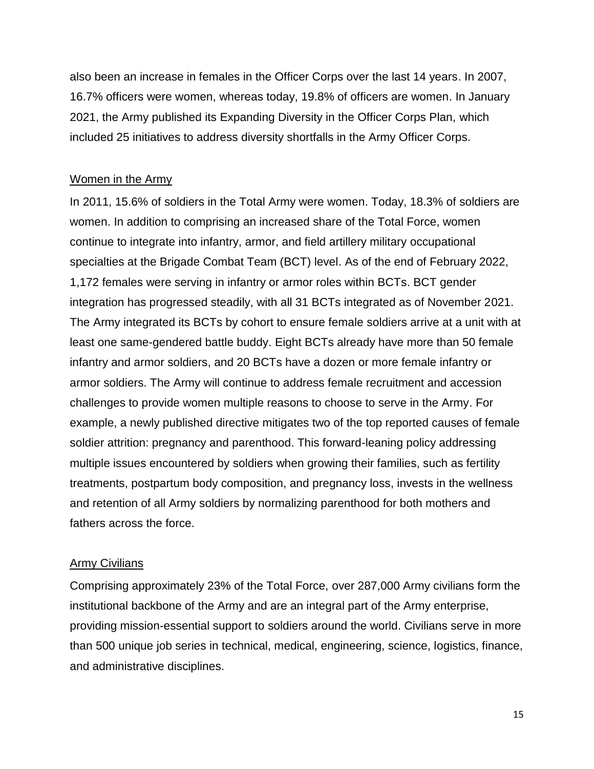also been an increase in females in the Officer Corps over the last 14 years. In 2007, 16.7% officers were women, whereas today, 19.8% of officers are women. In January 2021, the Army published its Expanding Diversity in the Officer Corps Plan, which included 25 initiatives to address diversity shortfalls in the Army Officer Corps.

### Women in the Army

In 2011, 15.6% of soldiers in the Total Army were women. Today, 18.3% of soldiers are women. In addition to comprising an increased share of the Total Force, women continue to integrate into infantry, armor, and field artillery military occupational specialties at the Brigade Combat Team (BCT) level. As of the end of February 2022, 1,172 females were serving in infantry or armor roles within BCTs. BCT gender integration has progressed steadily, with all 31 BCTs integrated as of November 2021. The Army integrated its BCTs by cohort to ensure female soldiers arrive at a unit with at least one same-gendered battle buddy. Eight BCTs already have more than 50 female infantry and armor soldiers, and 20 BCTs have a dozen or more female infantry or armor soldiers. The Army will continue to address female recruitment and accession challenges to provide women multiple reasons to choose to serve in the Army. For example, a newly published directive mitigates two of the top reported causes of female soldier attrition: pregnancy and parenthood. This forward-leaning policy addressing multiple issues encountered by soldiers when growing their families, such as fertility treatments, postpartum body composition, and pregnancy loss, invests in the wellness and retention of all Army soldiers by normalizing parenthood for both mothers and fathers across the force.

### Army Civilians

Comprising approximately 23% of the Total Force, over 287,000 Army civilians form the institutional backbone of the Army and are an integral part of the Army enterprise, providing mission-essential support to soldiers around the world. Civilians serve in more than 500 unique job series in technical, medical, engineering, science, logistics, finance, and administrative disciplines.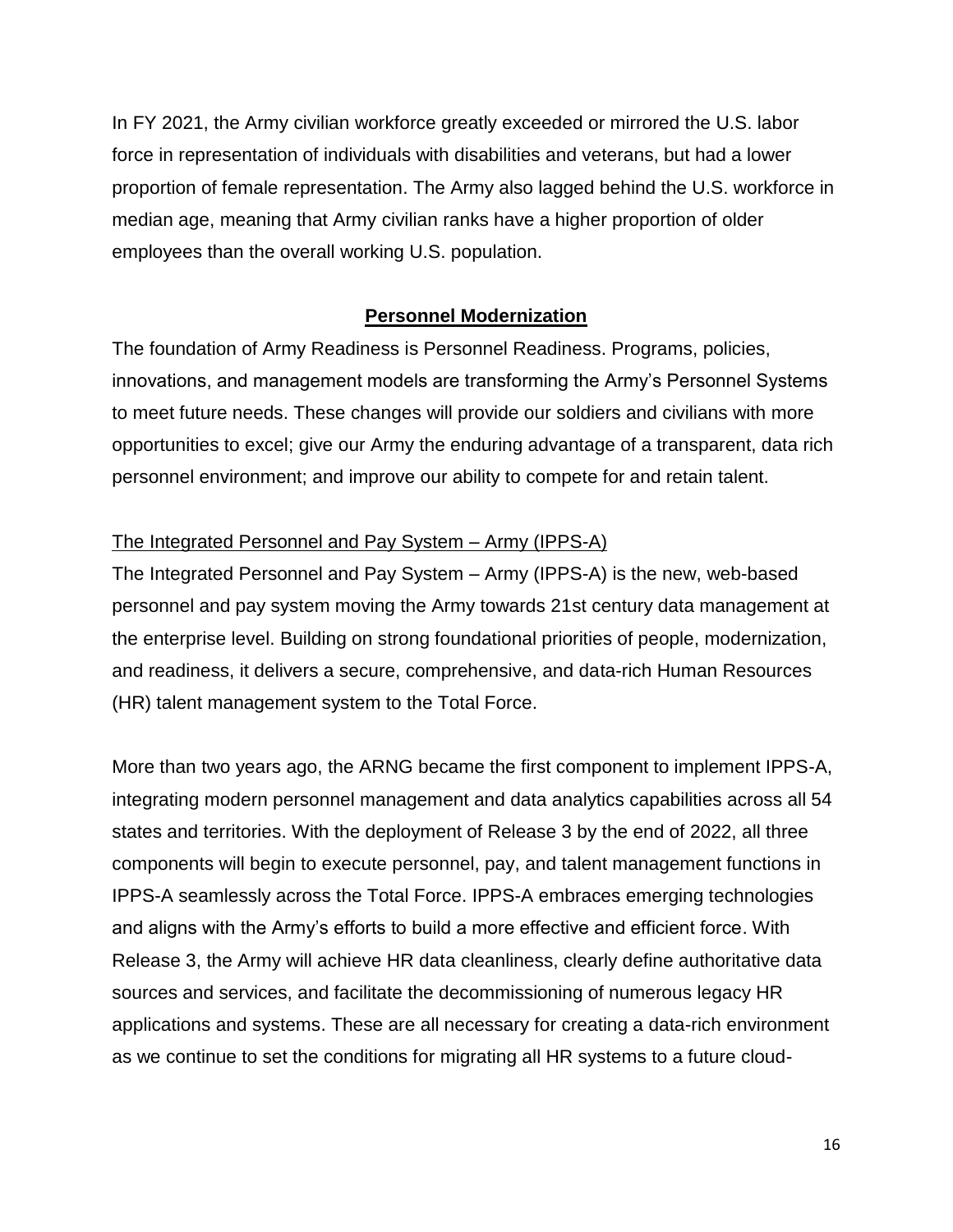In FY 2021, the Army civilian workforce greatly exceeded or mirrored the U.S. labor force in representation of individuals with disabilities and veterans, but had a lower proportion of female representation. The Army also lagged behind the U.S. workforce in median age, meaning that Army civilian ranks have a higher proportion of older employees than the overall working U.S. population.

## Personnel Modernization

The foundation of Army Readiness is Personnel Readiness. Programs, policies, innovations, and management models are transforming the Army's Personnel Systems to meet future needs. These changes will provide our soldiers and civilians with more opportunities to excel; give our Army the enduring advantage of a transparent, data rich personnel environment; and improve our ability to compete for and retain talent.

### The Integrated Personnel and Pay System – Army (IPPS-A)

The Integrated Personnel and Pay System – Army (IPPS-A) is the new, web-based personnel and pay system moving the Army towards 21st century data management at the enterprise level. Building on strong foundational priorities of people, modernization, and readiness, it delivers a secure, comprehensive, and data-rich Human Resources (HR) talent management system to the Total Force.

More than two years ago, the ARNG became the first component to implement IPPS-A, integrating modern personnel management and data analytics capabilities across all 54 states and territories. With the deployment of Release 3 by the end of 2022, all three components will begin to execute personnel, pay, and talent management functions in IPPS-A seamlessly across the Total Force. IPPS-A embraces emerging technologies and aligns with the Army's efforts to build a more effective and efficient force. With Release 3, the Army will achieve HR data cleanliness, clearly define authoritative data sources and services, and facilitate the decommissioning of numerous legacy HR applications and systems. These are all necessary for creating a data-rich environment as we continue to set the conditions for migrating all HR systems to a future cloud-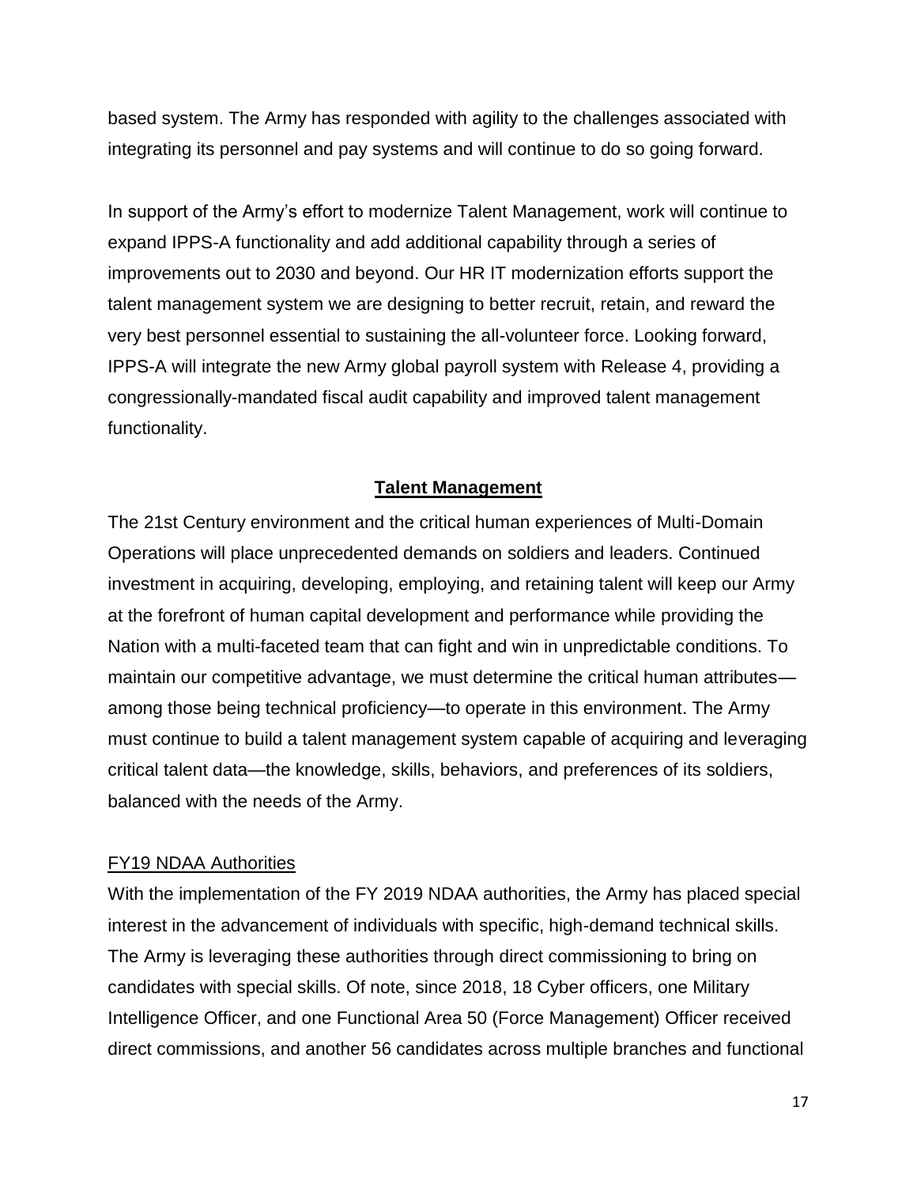based system. The Army has responded with agility to the challenges associated with integrating its personnel and pay systems and will continue to do so going forward.

In support of the Army's effort to modernize Talent Management, work will continue to expand IPPS-A functionality and add additional capability through a series of improvements out to 2030 and beyond. Our HR IT modernization efforts support the talent management system we are designing to better recruit, retain, and reward the very best personnel essential to sustaining the all-volunteer force. Looking forward, IPPS-A will integrate the new Army global payroll system with Release 4, providing a congressionally-mandated fiscal audit capability and improved talent management functionality.

## Talent Management

The 21st Century environment and the critical human experiences of Multi-Domain Operations will place unprecedented demands on soldiers and leaders. Continued investment in acquiring, developing, employing, and retaining talent will keep our Army at the forefront of human capital development and performance while providing the Nation with a multi-faceted team that can fight and win in unpredictable conditions. To maintain our competitive advantage, we must determine the critical human attributes—among those being technical proficiency—to operate in this environment. The Army must continue to build a talent management system capable of acquiring and leveraging critical talent data—the knowledge, skills, behaviors, and preferences of its soldiers, balanced with the needs of the Army.

### FY19 NDAA Authorities

With the implementation of the FY 2019 NDAA authorities, the Army has placed special interest in the advancement of individuals with specific, high-demand technical skills. The Army is leveraging these authorities through direct commissioning to bring on candidates with special skills. Of note, since 2018, 18 Cyber officers, one Military Intelligence Officer, and one Functional Area 50 (Force Management) Officer received direct commissions, and another 56 candidates across multiple branches and functional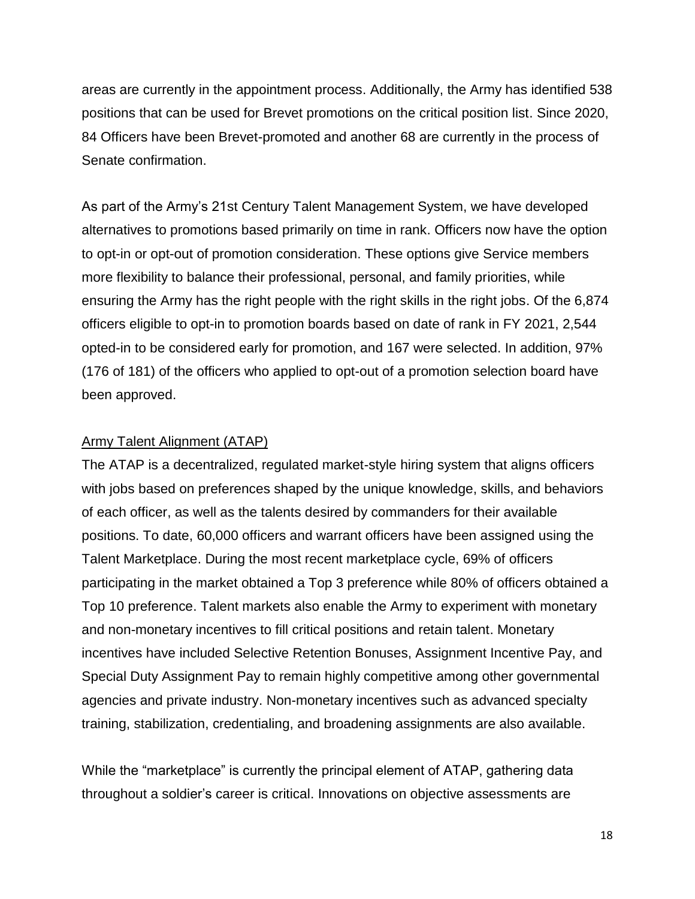areas are currently in the appointment process. Additionally, the Army has identified 538 positions that can be used for Brevet promotions on the critical position list. Since 2020, 84 Officers have been Brevet-promoted and another 68 are currently in the process of Senate confirmation.

As part of the Army's 21st Century Talent Management System, we have developed alternatives to promotions based primarily on time in rank. Officers now have the option to opt-in or opt-out of promotion consideration. These options give Service members more flexibility to balance their professional, personal, and family priorities, while ensuring the Army has the right people with the right skills in the right jobs. Of the 6,874 officers eligible to opt-in to promotion boards based on date of rank in FY 2021, 2,544 opted-in to be considered early for promotion, and 167 were selected. In addition, 97% (176 of 181) of the officers who applied to opt-out of a promotion selection board have been approved.

Army Talent Alignment (ATAP)

The ATAP is a decentralized, regulated market-style hiring system that aligns officers with jobs based on preferences shaped by the unique knowledge, skills, and behaviors of each officer, as well as the talents desired by commanders for their available positions. To date, 60,000 officers and warrant officers have been assigned using the Talent Marketplace. During the most recent marketplace cycle, 69% of officers participating in the market obtained a Top 3 preference while 80% of officers obtained a Top 10 preference. Talent markets also enable the Army to experiment with monetary and non-monetary incentives to fill critical positions and retain talent. Monetary incentives have included Selective Retention Bonuses, Assignment Incentive Pay, and Special Duty Assignment Pay to remain highly competitive among other governmental agencies and private industry. Non-monetary incentives such as advanced specialty training, stabilization, credentialing, and broadening assignments are also available.

While the "marketplace" is currently the principal element of ATAP, gathering data throughout a soldier's career is critical. Innovations on objective assessments are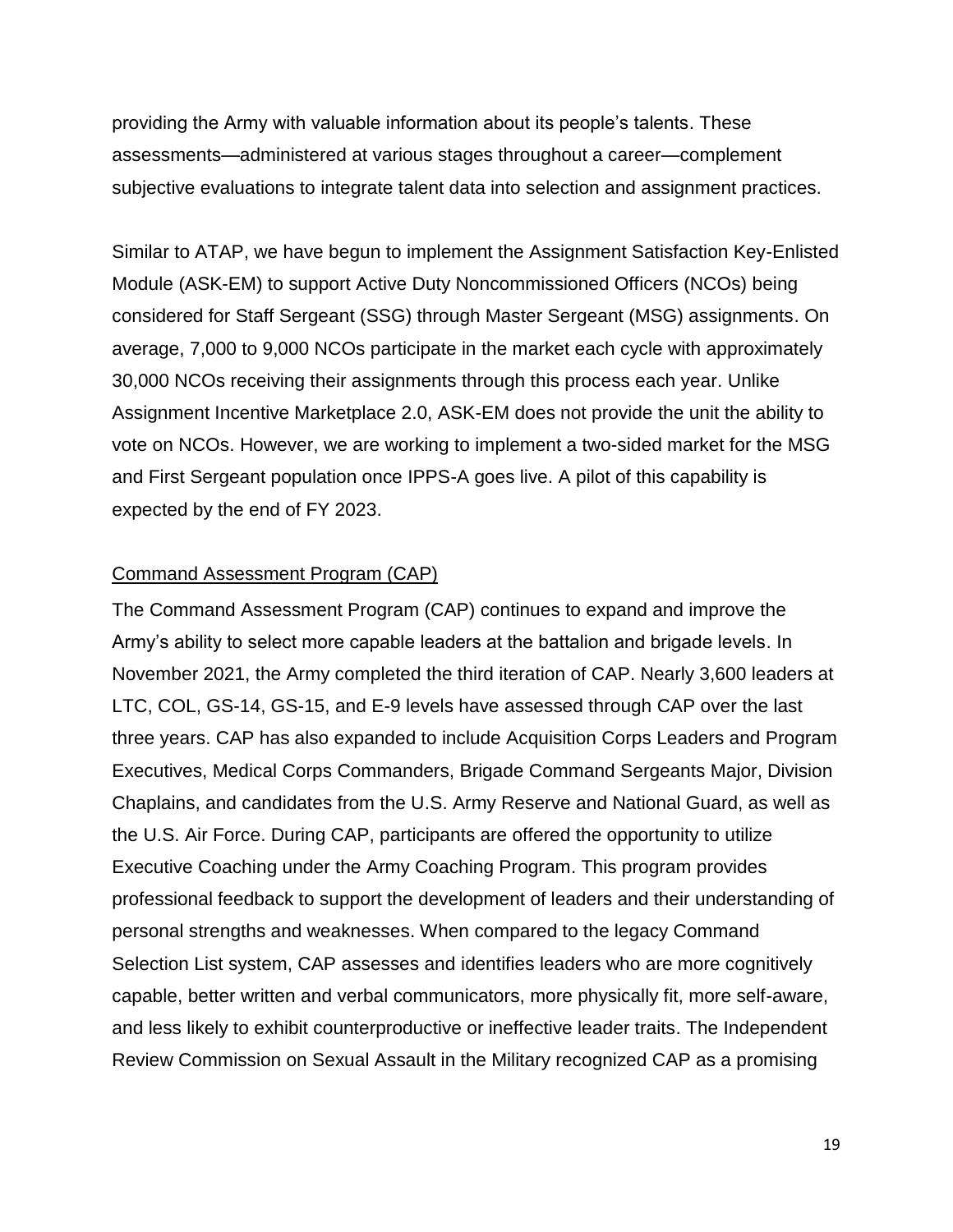providing the Army with valuable information about its people's talents. These assessments—administered at various stages throughout a career—complement subjective evaluations to integrate talent data into selection and assignment practices.

Similar to ATAP, we have begun to implement the Assignment Satisfaction Key-Enlisted Module (ASK-EM) to support Active Duty Noncommissioned Officers (NCOs) being considered for Staff Sergeant (SSG) through Master Sergeant (MSG) assignments. On average, 7,000 to 9,000 NCOs participate in the market each cycle with approximately 30,000 NCOs receiving their assignments through this process each year. Unlike Assignment Incentive Marketplace 2.0, ASK-EM does not provide the unit the ability to vote on NCOs. However, we are working to implement a two-sided market for the MSG and First Sergeant population once IPPS-A goes live. A pilot of this capability is expected by the end of FY 2023.

<u>Command Assessment Program (CAP)</u>

The Command Assessment Program (CAP) continues to expand and improve the Army's ability to select more capable leaders at the battalion and brigade levels. In November 2021, the Army completed the third iteration of CAP. Nearly 3,600 leaders at LTC, COL, GS-14, GS-15, and E-9 levels have assessed through CAP over the last three years. CAP has also expanded to include Acquisition Corps Leaders and Program Executives, Medical Corps Commanders, Brigade Command Sergeants Major, Division Chaplains, and candidates from the U.S. Army Reserve and National Guard, as well as the U.S. Air Force. During CAP, participants are offered the opportunity to utilize Executive Coaching under the Army Coaching Program. This program provides professional feedback to support the development of leaders and their understanding of personal strengths and weaknesses. When compared to the legacy Command Selection List system, CAP assesses and identifies leaders who are more cognitively capable, better written and verbal communicators, more physically fit, more self-aware, and less likely to exhibit counterproductive or ineffective leader traits. The Independent Review Commission on Sexual Assault in the Military recognized CAP as a promising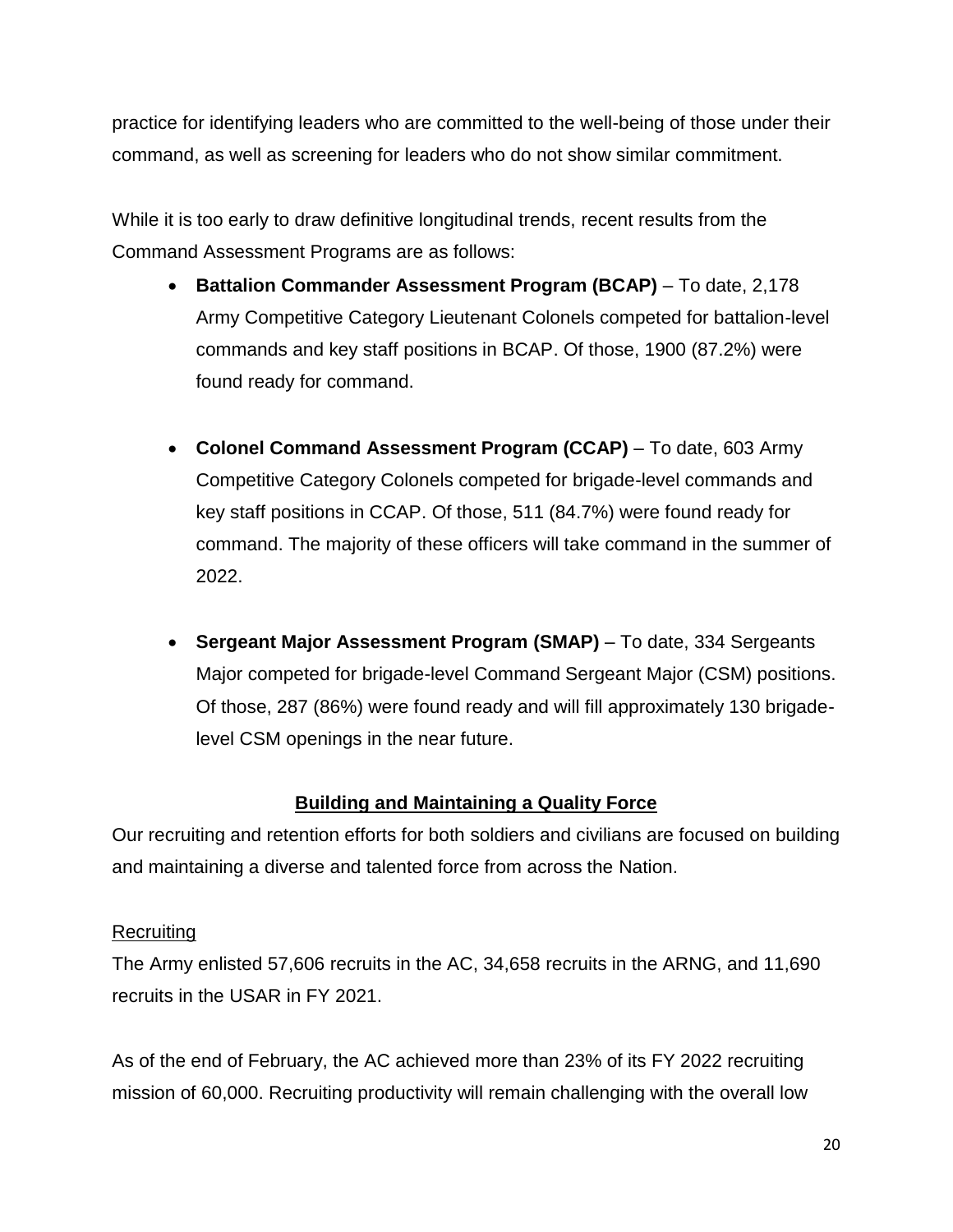practice for identifying leaders who are committed to the well-being of those under their command, as well as screening for leaders who do not show similar commitment.

While it is too early to draw definitive longitudinal trends, recent results from the Command Assessment Programs are as follows:

- **Battalion Commander Assessment Program (BCAP)** – To date, 2,178 Army Competitive Category Lieutenant Colonels competed for battalion-level commands and key staff positions in BCAP. Of those, 1900 (87.2%) were found ready for command.

- **Colonel Command Assessment Program (CCAP)** – To date, 603 Army Competitive Category Colonels competed for brigade-level commands and key staff positions in CCAP. Of those, 511 (84.7%) were found ready for command. The majority of these officers will take command in the summer of 2022.

- **Sergeant Major Assessment Program (SMAP)** – To date, 334 Sergeants Major competed for brigade-level Command Sergeant Major (CSM) positions. Of those, 287 (86%) were found ready and will fill approximately 130 brigade-level CSM openings in the near future.

## Building and Maintaining a Quality Force

Our recruiting and retention efforts for both soldiers and civilians are focused on building and maintaining a diverse and talented force from across the Nation.

### Recruiting

The Army enlisted 57,606 recruits in the AC, 34,658 recruits in the ARNG, and 11,690 recruits in the USAR in FY 2021.

As of the end of February, the AC achieved more than 23% of its FY 2022 recruiting mission of 60,000. Recruiting productivity will remain challenging with the overall low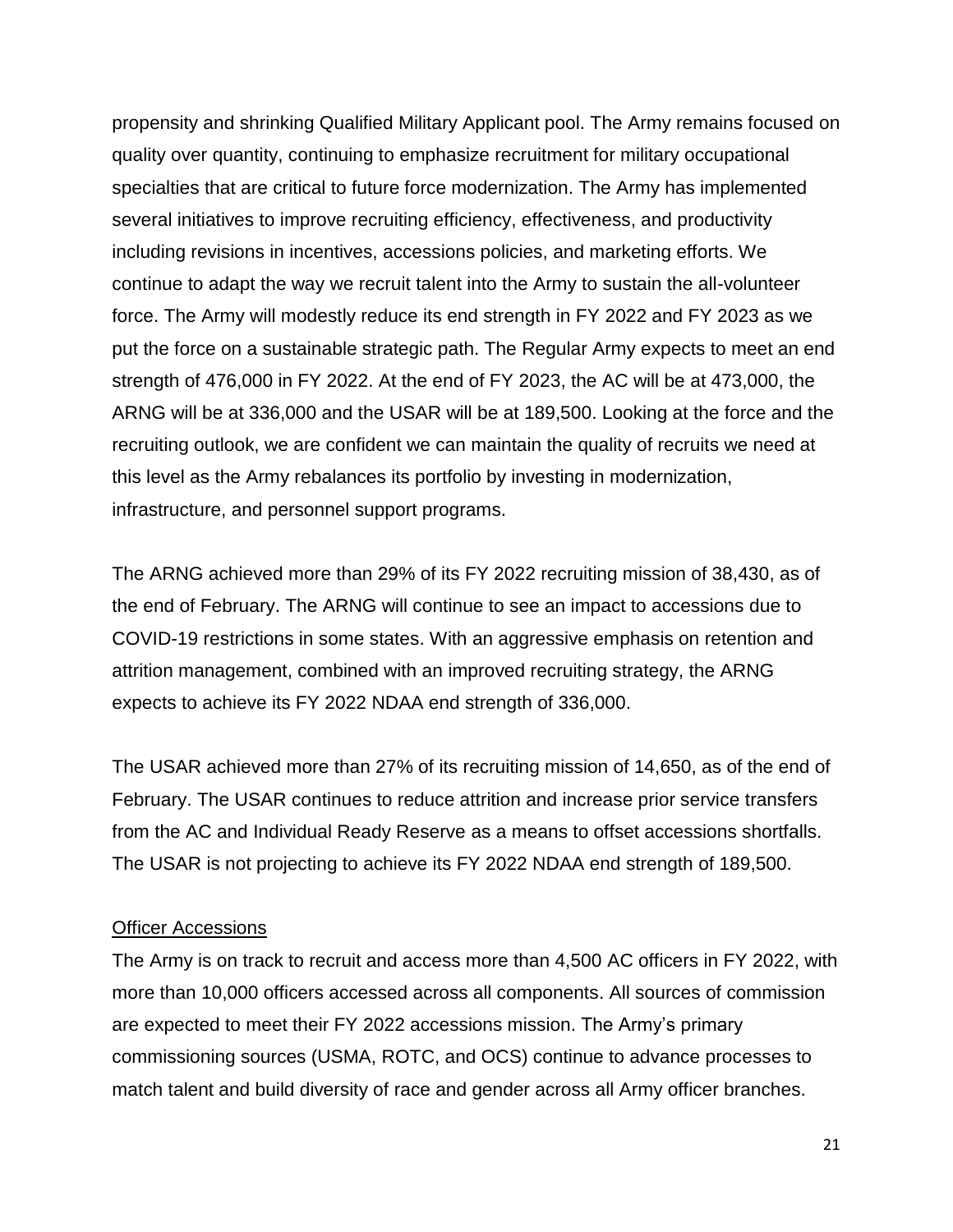propensity and shrinking Qualified Military Applicant pool. The Army remains focused on quality over quantity, continuing to emphasize recruitment for military occupational specialties that are critical to future force modernization. The Army has implemented several initiatives to improve recruiting efficiency, effectiveness, and productivity including revisions in incentives, accessions policies, and marketing efforts. We continue to adapt the way we recruit talent into the Army to sustain the all-volunteer force. The Army will modestly reduce its end strength in FY 2022 and FY 2023 as we put the force on a sustainable strategic path. The Regular Army expects to meet an end strength of 476,000 in FY 2022. At the end of FY 2023, the AC will be at 473,000, the ARNG will be at 336,000 and the USAR will be at 189,500. Looking at the force and the recruiting outlook, we are confident we can maintain the quality of recruits we need at this level as the Army rebalances its portfolio by investing in modernization, infrastructure, and personnel support programs.

The ARNG achieved more than 29% of its FY 2022 recruiting mission of 38,430, as of the end of February. The ARNG will continue to see an impact to accessions due to COVID-19 restrictions in some states. With an aggressive emphasis on retention and attrition management, combined with an improved recruiting strategy, the ARNG expects to achieve its FY 2022 NDAA end strength of 336,000.

The USAR achieved more than 27% of its recruiting mission of 14,650, as of the end of February. The USAR continues to reduce attrition and increase prior service transfers from the AC and Individual Ready Reserve as a means to offset accessions shortfalls. The USAR is not projecting to achieve its FY 2022 NDAA end strength of 189,500.

<u>Officer Accessions</u>

The Army is on track to recruit and access more than 4,500 AC officers in FY 2022, with more than 10,000 officers accessed across all components. All sources of commission are expected to meet their FY 2022 accessions mission. The Army's primary commissioning sources (USMA, ROTC, and OCS) continue to advance processes to match talent and build diversity of race and gender across all Army officer branches.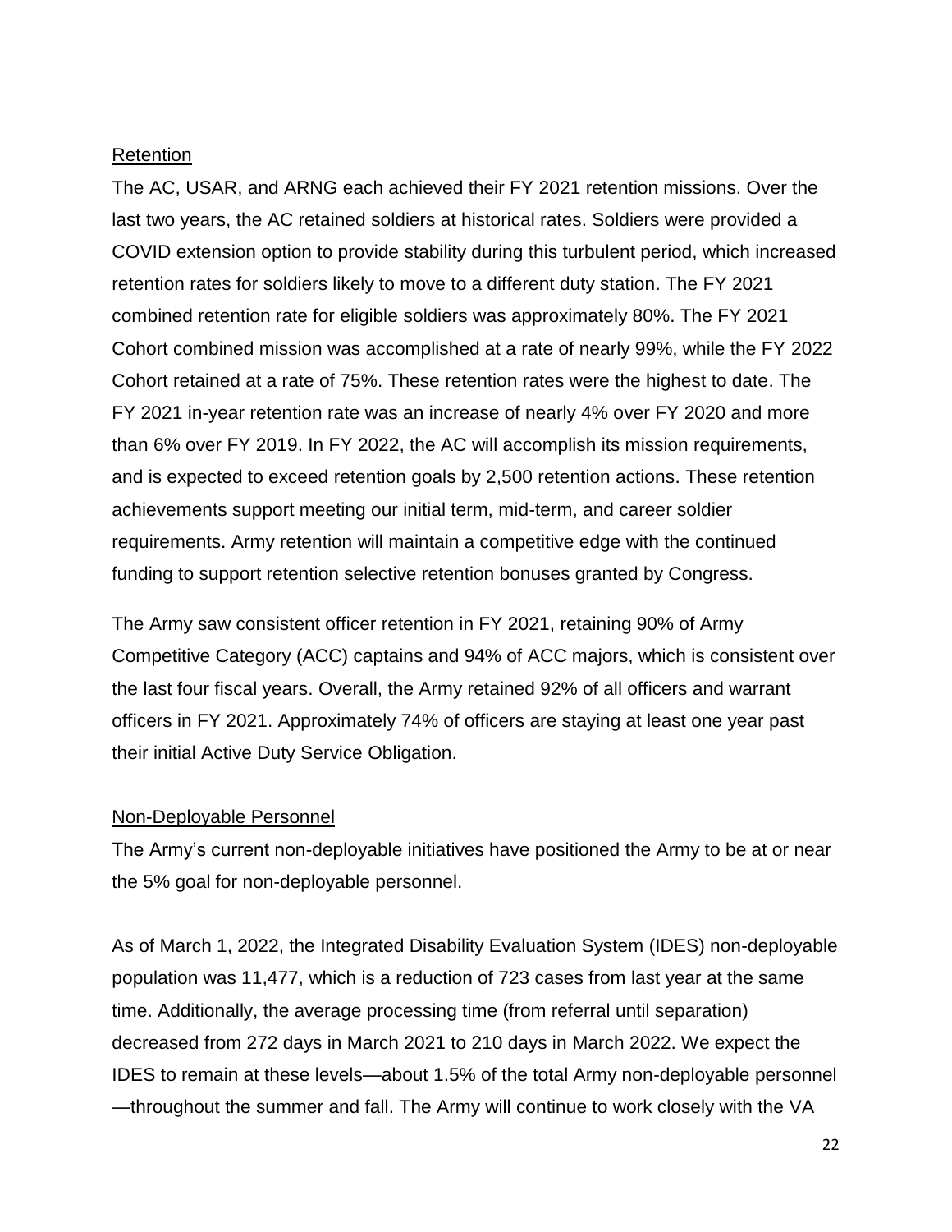## Retention

The AC, USAR, and ARNG each achieved their FY 2021 retention missions. Over the last two years, the AC retained soldiers at historical rates. Soldiers were provided a COVID extension option to provide stability during this turbulent period, which increased retention rates for soldiers likely to move to a different duty station. The FY 2021 combined retention rate for eligible soldiers was approximately 80%. The FY 2021 Cohort combined mission was accomplished at a rate of nearly 99%, while the FY 2022 Cohort retained at a rate of 75%. These retention rates were the highest to date. The FY 2021 in-year retention rate was an increase of nearly 4% over FY 2020 and more than 6% over FY 2019. In FY 2022, the AC will accomplish its mission requirements, and is expected to exceed retention goals by 2,500 retention actions. These retention achievements support meeting our initial term, mid-term, and career soldier requirements. Army retention will maintain a competitive edge with the continued funding to support retention selective retention bonuses granted by Congress.

The Army saw consistent officer retention in FY 2021, retaining 90% of Army Competitive Category (ACC) captains and 94% of ACC majors, which is consistent over the last four fiscal years. Overall, the Army retained 92% of all officers and warrant officers in FY 2021. Approximately 74% of officers are staying at least one year past their initial Active Duty Service Obligation.

## Non-Deployable Personnel

The Army's current non-deployable initiatives have positioned the Army to be at or near the 5% goal for non-deployable personnel.

As of March 1, 2022, the Integrated Disability Evaluation System (IDES) non-deployable population was 11,477, which is a reduction of 723 cases from last year at the same time. Additionally, the average processing time (from referral until separation) decreased from 272 days in March 2021 to 210 days in March 2022. We expect the IDES to remain at these levels—about 1.5% of the total Army non-deployable personnel—throughout the summer and fall. The Army will continue to work closely with the VA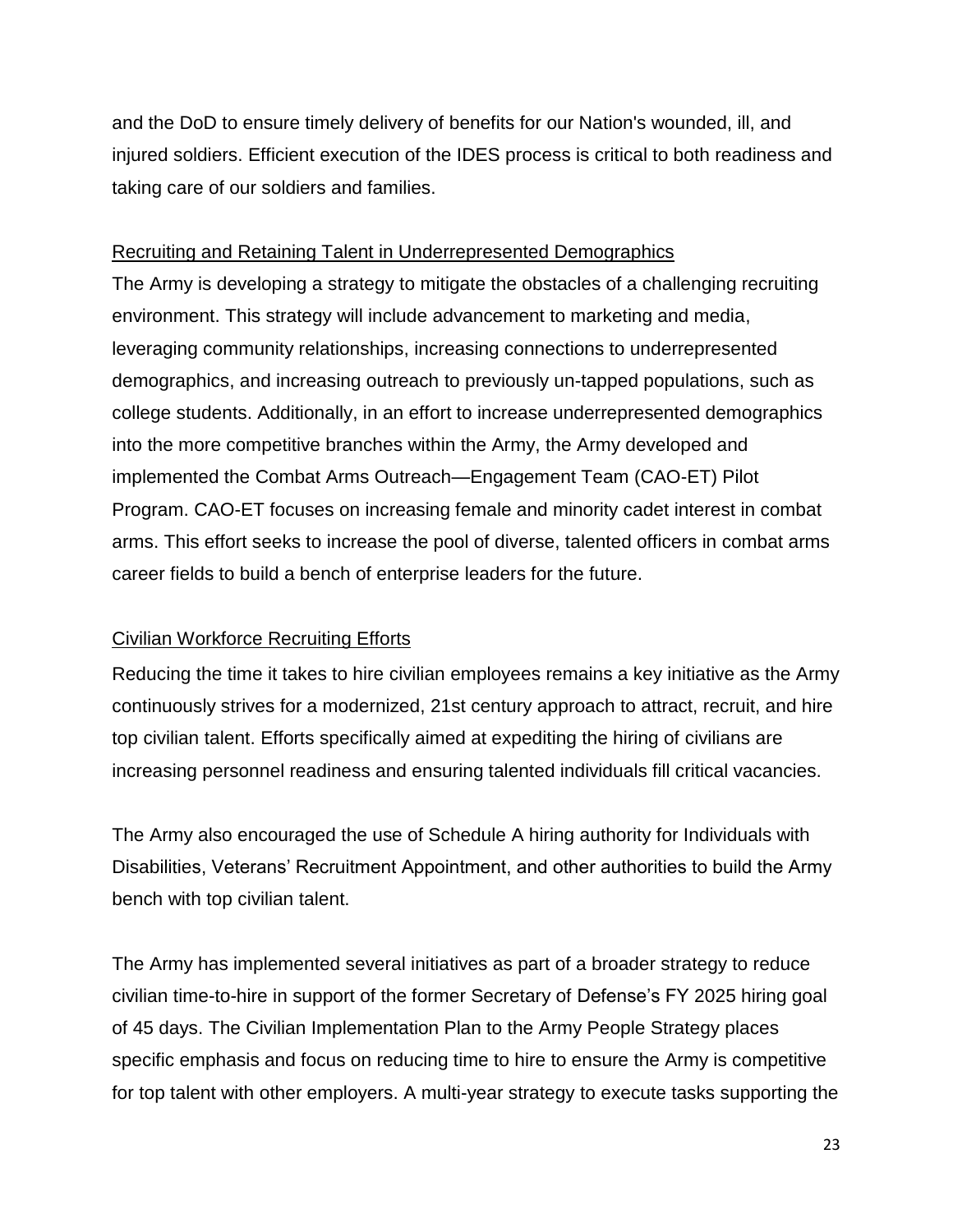and the DoD to ensure timely delivery of benefits for our Nation's wounded, ill, and injured soldiers. Efficient execution of the IDES process is critical to both readiness and taking care of our soldiers and families.

<u>Recruiting and Retaining Talent in Underrepresented Demographics</u>

The Army is developing a strategy to mitigate the obstacles of a challenging recruiting environment. This strategy will include advancement to marketing and media, leveraging community relationships, increasing connections to underrepresented demographics, and increasing outreach to previously un-tapped populations, such as college students. Additionally, in an effort to increase underrepresented demographics into the more competitive branches within the Army, the Army developed and implemented the Combat Arms Outreach—Engagement Team (CAO-ET) Pilot Program. CAO-ET focuses on increasing female and minority cadet interest in combat arms. This effort seeks to increase the pool of diverse, talented officers in combat arms career fields to build a bench of enterprise leaders for the future.

<u>Civilian Workforce Recruiting Efforts</u>

Reducing the time it takes to hire civilian employees remains a key initiative as the Army continuously strives for a modernized, 21st century approach to attract, recruit, and hire top civilian talent. Efforts specifically aimed at expediting the hiring of civilians are increasing personnel readiness and ensuring talented individuals fill critical vacancies.

The Army also encouraged the use of Schedule A hiring authority for Individuals with Disabilities, Veterans' Recruitment Appointment, and other authorities to build the Army bench with top civilian talent.

The Army has implemented several initiatives as part of a broader strategy to reduce civilian time-to-hire in support of the former Secretary of Defense's FY 2025 hiring goal of 45 days. The Civilian Implementation Plan to the Army People Strategy places specific emphasis and focus on reducing time to hire to ensure the Army is competitive for top talent with other employers. A multi-year strategy to execute tasks supporting the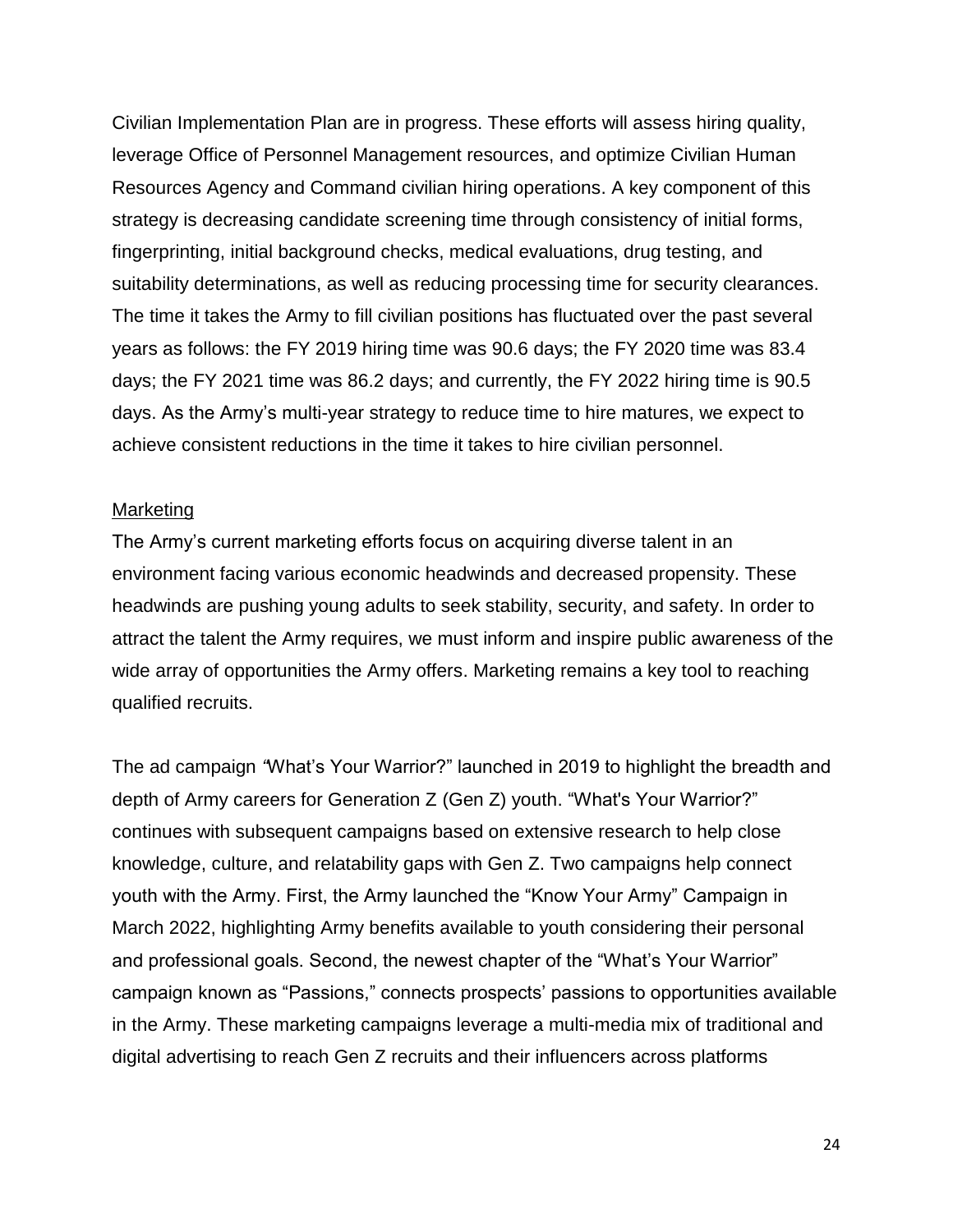Civilian Implementation Plan are in progress. These efforts will assess hiring quality, leverage Office of Personnel Management resources, and optimize Civilian Human Resources Agency and Command civilian hiring operations. A key component of this strategy is decreasing candidate screening time through consistency of initial forms, fingerprinting, initial background checks, medical evaluations, drug testing, and suitability determinations, as well as reducing processing time for security clearances. The time it takes the Army to fill civilian positions has fluctuated over the past several years as follows: the FY 2019 hiring time was 90.6 days; the FY 2020 time was 83.4 days; the FY 2021 time was 86.2 days; and currently, the FY 2022 hiring time is 90.5 days. As the Army's multi-year strategy to reduce time to hire matures, we expect to achieve consistent reductions in the time it takes to hire civilian personnel.

<u>Marketing</u>

The Army's current marketing efforts focus on acquiring diverse talent in an environment facing various economic headwinds and decreased propensity. These headwinds are pushing young adults to seek stability, security, and safety. In order to attract the talent the Army requires, we must inform and inspire public awareness of the wide array of opportunities the Army offers. Marketing remains a key tool to reaching qualified recruits.

The ad campaign *"*What's Your Warrior?" launched in 2019 to highlight the breadth and depth of Army careers for Generation Z (Gen Z) youth. "What's Your Warrior?" continues with subsequent campaigns based on extensive research to help close knowledge, culture, and relatability gaps with Gen Z. Two campaigns help connect youth with the Army. First, the Army launched the "Know Your Army" Campaign in March 2022, highlighting Army benefits available to youth considering their personal and professional goals. Second, the newest chapter of the "What's Your Warrior" campaign known as "Passions," connects prospects' passions to opportunities available in the Army. These marketing campaigns leverage a multi-media mix of traditional and digital advertising to reach Gen Z recruits and their influencers across platforms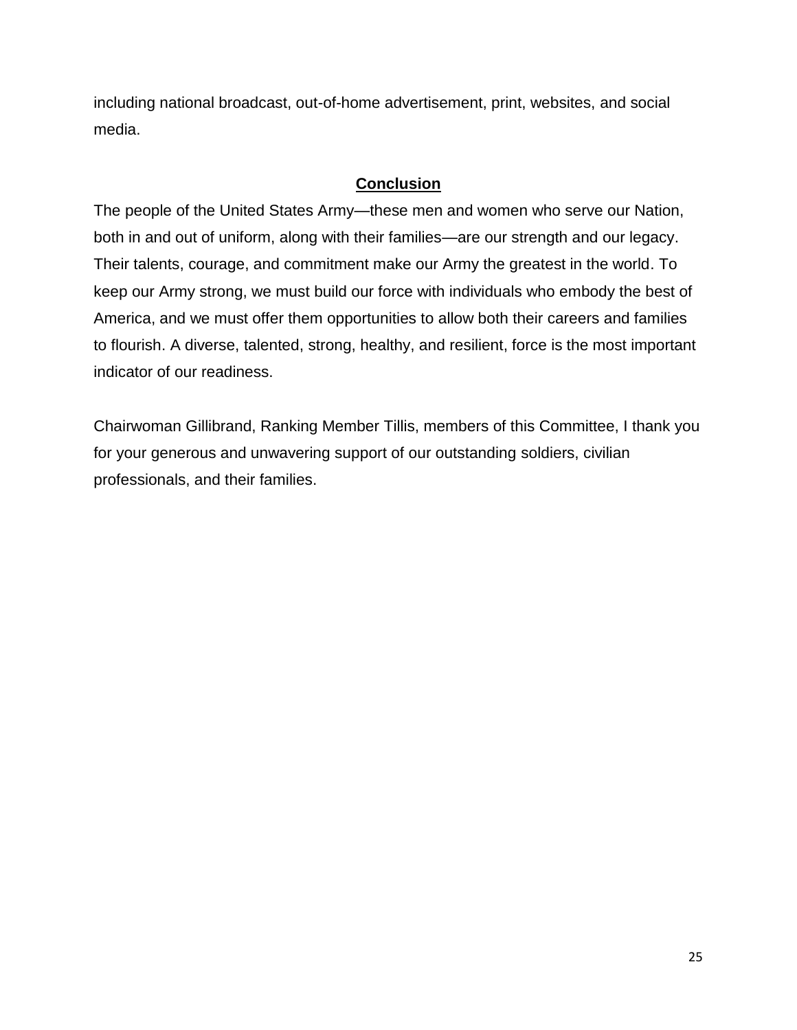including national broadcast, out-of-home advertisement, print, websites, and social media.

## Conclusion

The people of the United States Army—these men and women who serve our Nation, both in and out of uniform, along with their families—are our strength and our legacy. Their talents, courage, and commitment make our Army the greatest in the world. To keep our Army strong, we must build our force with individuals who embody the best of America, and we must offer them opportunities to allow both their careers and families to flourish. A diverse, talented, strong, healthy, and resilient, force is the most important indicator of our readiness.

Chairwoman Gillibrand, Ranking Member Tillis, members of this Committee, I thank you for your generous and unwavering support of our outstanding soldiers, civilian professionals, and their families.